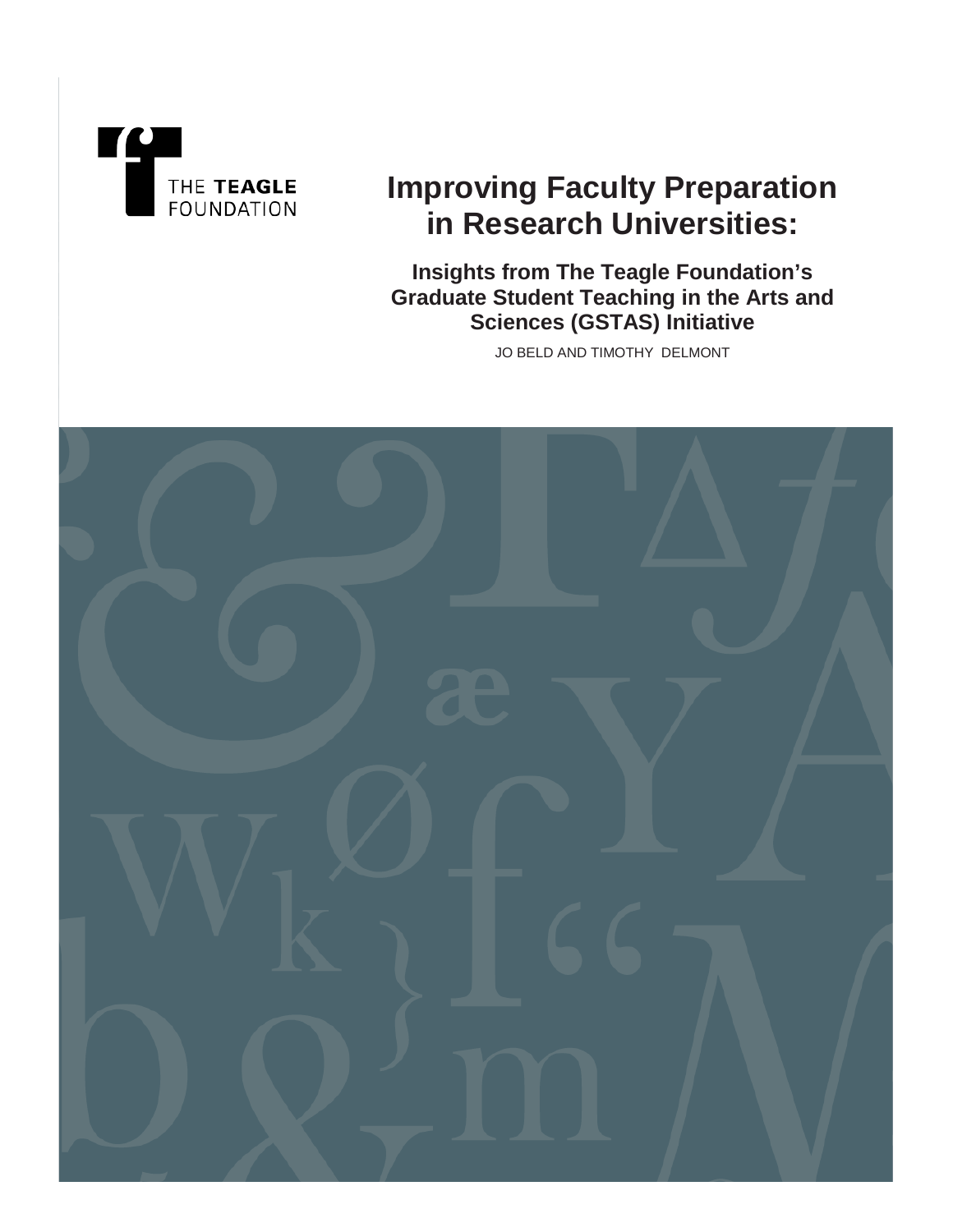THE **TEAGLE**
FOUNDATION

# Improving Faculty Preparation in Research Universities:

### Insights from The Teagle Foundation's Graduate Student Teaching in the Arts and Sciences (GSTAS) Initiative

JO BELD AND TIMOTHY DELMONT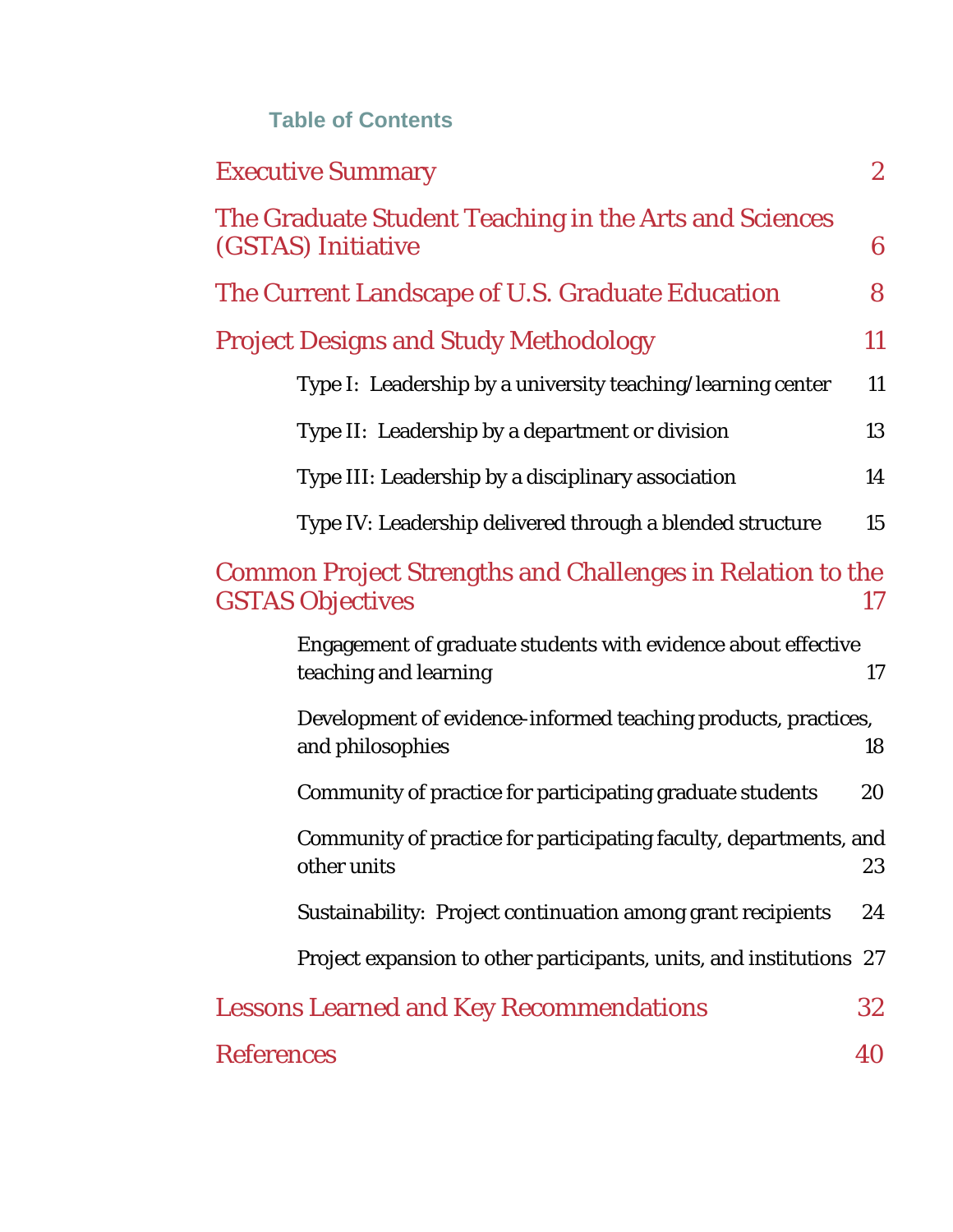## Table of Contents

| | |
|---|---|
| Executive Summary | 2 |
| The Graduate Student Teaching in the Arts and Sciences (GSTAS) Initiative | 6 |
| The Current Landscape of U.S. Graduate Education | 8 |
| Project Designs and Study Methodology | 11 |
| Type I: Leadership by a university teaching/learning center | 11 |
| Type II: Leadership by a department or division | 13 |
| Type III: Leadership by a disciplinary association | 14 |
| Type IV: Leadership delivered through a blended structure | 15 |
| Common Project Strengths and Challenges in Relation to the GSTAS Objectives | 17 |
| Engagement of graduate students with evidence about effective teaching and learning | 17 |
| Development of evidence-informed teaching products, practices, and philosophies | 18 |
| Community of practice for participating graduate students | 20 |
| Community of practice for participating faculty, departments, and other units | 23 |
| Sustainability: Project continuation among grant recipients | 24 |
| Project expansion to other participants, units, and institutions | 27 |
| Lessons Learned and Key Recommendations | 32 |
| References | 40 |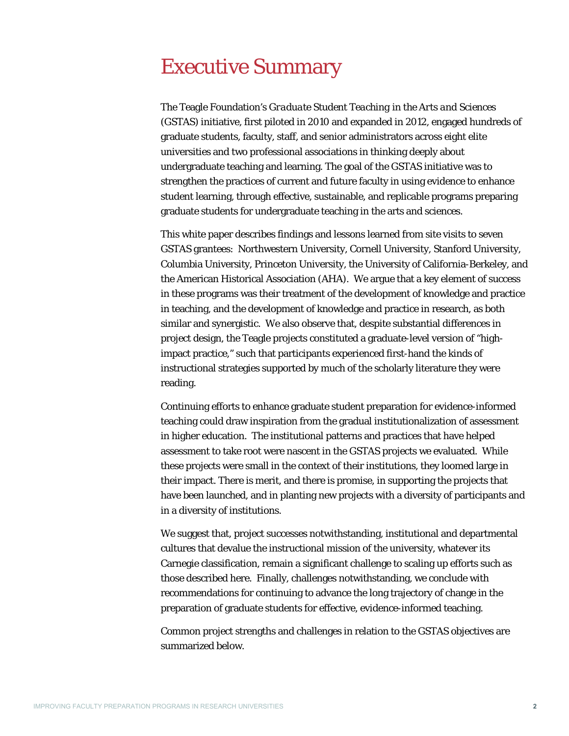# Executive Summary

The Teagle Foundation's *Graduate Student Teaching in the Arts and Sciences* (GSTAS) initiative, first piloted in 2010 and expanded in 2012, engaged hundreds of graduate students, faculty, staff, and senior administrators across eight elite universities and two professional associations in thinking deeply about undergraduate teaching and learning. The goal of the GSTAS initiative was to strengthen the practices of current and future faculty in using evidence to enhance student learning, through effective, sustainable, and replicable programs preparing graduate students for undergraduate teaching in the arts and sciences.

This white paper describes findings and lessons learned from site visits to seven GSTAS grantees: Northwestern University, Cornell University, Stanford University, Columbia University, Princeton University, the University of California-Berkeley, and the American Historical Association (AHA). We argue that a key element of success in these programs was their treatment of the development of knowledge and practice in teaching, and the development of knowledge and practice in research, as both similar and synergistic. We also observe that, despite substantial differences in project design, the Teagle projects constituted a graduate-level version of "high-impact practice," such that participants experienced first-hand the kinds of instructional strategies supported by much of the scholarly literature they were reading.

Continuing efforts to enhance graduate student preparation for evidence-informed teaching could draw inspiration from the gradual institutionalization of assessment in higher education. The institutional patterns and practices that have helped assessment to take root were nascent in the GSTAS projects we evaluated. While these projects were small in the context of their institutions, they loomed large in their impact. There is merit, and there is promise, in supporting the projects that have been launched, and in planting new projects with a diversity of participants and in a diversity of institutions.

We suggest that, project successes notwithstanding, institutional and departmental cultures that devalue the instructional mission of the university, whatever its Carnegie classification, remain a significant challenge to scaling up efforts such as those described here. Finally, challenges notwithstanding, we conclude with recommendations for continuing to advance the long trajectory of change in the preparation of graduate students for effective, evidence-informed teaching.

Common project strengths and challenges in relation to the GSTAS objectives are summarized below.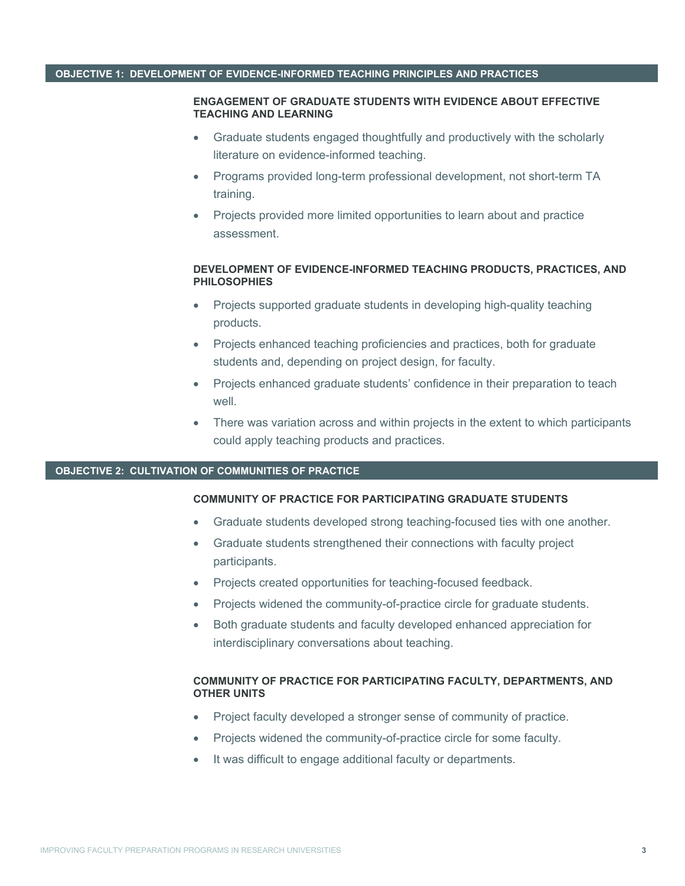## OBJECTIVE 1: DEVELOPMENT OF EVIDENCE-INFORMED TEACHING PRINCIPLES AND PRACTICES

### ENGAGEMENT OF GRADUATE STUDENTS WITH EVIDENCE ABOUT EFFECTIVE TEACHING AND LEARNING

- Graduate students engaged thoughtfully and productively with the scholarly literature on evidence-informed teaching.
- Programs provided long-term professional development, not short-term TA training.
- Projects provided more limited opportunities to learn about and practice assessment.

### DEVELOPMENT OF EVIDENCE-INFORMED TEACHING PRODUCTS, PRACTICES, AND PHILOSOPHIES

- Projects supported graduate students in developing high-quality teaching products.
- Projects enhanced teaching proficiencies and practices, both for graduate students and, depending on project design, for faculty.
- Projects enhanced graduate students' confidence in their preparation to teach well.
- There was variation across and within projects in the extent to which participants could apply teaching products and practices.

## OBJECTIVE 2: CULTIVATION OF COMMUNITIES OF PRACTICE

### COMMUNITY OF PRACTICE FOR PARTICIPATING GRADUATE STUDENTS

- Graduate students developed strong teaching-focused ties with one another.
- Graduate students strengthened their connections with faculty project participants.
- Projects created opportunities for teaching-focused feedback.
- Projects widened the community-of-practice circle for graduate students.
- Both graduate students and faculty developed enhanced appreciation for interdisciplinary conversations about teaching.

### COMMUNITY OF PRACTICE FOR PARTICIPATING FACULTY, DEPARTMENTS, AND OTHER UNITS

- Project faculty developed a stronger sense of community of practice.
- Projects widened the community-of-practice circle for some faculty.
- It was difficult to engage additional faculty or departments.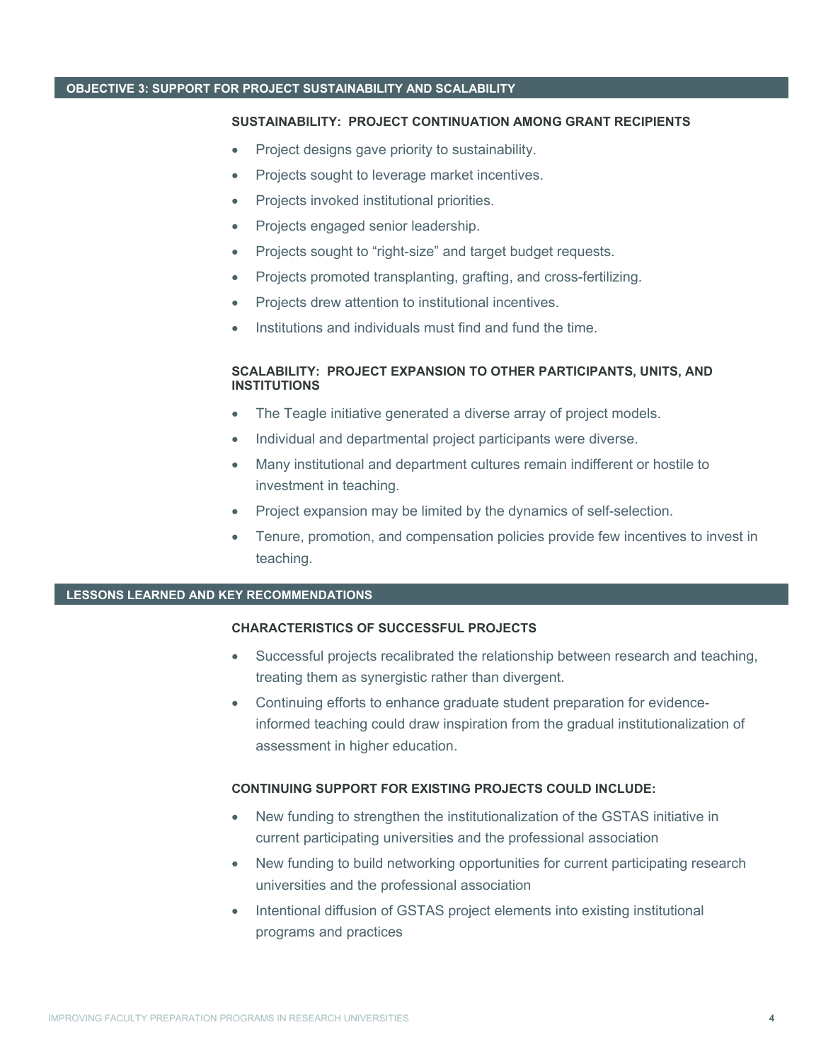## OBJECTIVE 3: SUPPORT FOR PROJECT SUSTAINABILITY AND SCALABILITY

### SUSTAINABILITY: PROJECT CONTINUATION AMONG GRANT RECIPIENTS

- Project designs gave priority to sustainability.
- Projects sought to leverage market incentives.
- Projects invoked institutional priorities.
- Projects engaged senior leadership.
- Projects sought to "right-size" and target budget requests.
- Projects promoted transplanting, grafting, and cross-fertilizing.
- Projects drew attention to institutional incentives.
- Institutions and individuals must find and fund the time.

### SCALABILITY: PROJECT EXPANSION TO OTHER PARTICIPANTS, UNITS, AND INSTITUTIONS

- The Teagle initiative generated a diverse array of project models.
- Individual and departmental project participants were diverse.
- Many institutional and department cultures remain indifferent or hostile to investment in teaching.
- Project expansion may be limited by the dynamics of self-selection.
- Tenure, promotion, and compensation policies provide few incentives to invest in teaching.

## LESSONS LEARNED AND KEY RECOMMENDATIONS

### CHARACTERISTICS OF SUCCESSFUL PROJECTS

- Successful projects recalibrated the relationship between research and teaching, treating them as synergistic rather than divergent.
- Continuing efforts to enhance graduate student preparation for evidence-informed teaching could draw inspiration from the gradual institutionalization of assessment in higher education.

### CONTINUING SUPPORT FOR EXISTING PROJECTS COULD INCLUDE:

- New funding to strengthen the institutionalization of the GSTAS initiative in current participating universities and the professional association
- New funding to build networking opportunities for current participating research universities and the professional association
- Intentional diffusion of GSTAS project elements into existing institutional programs and practices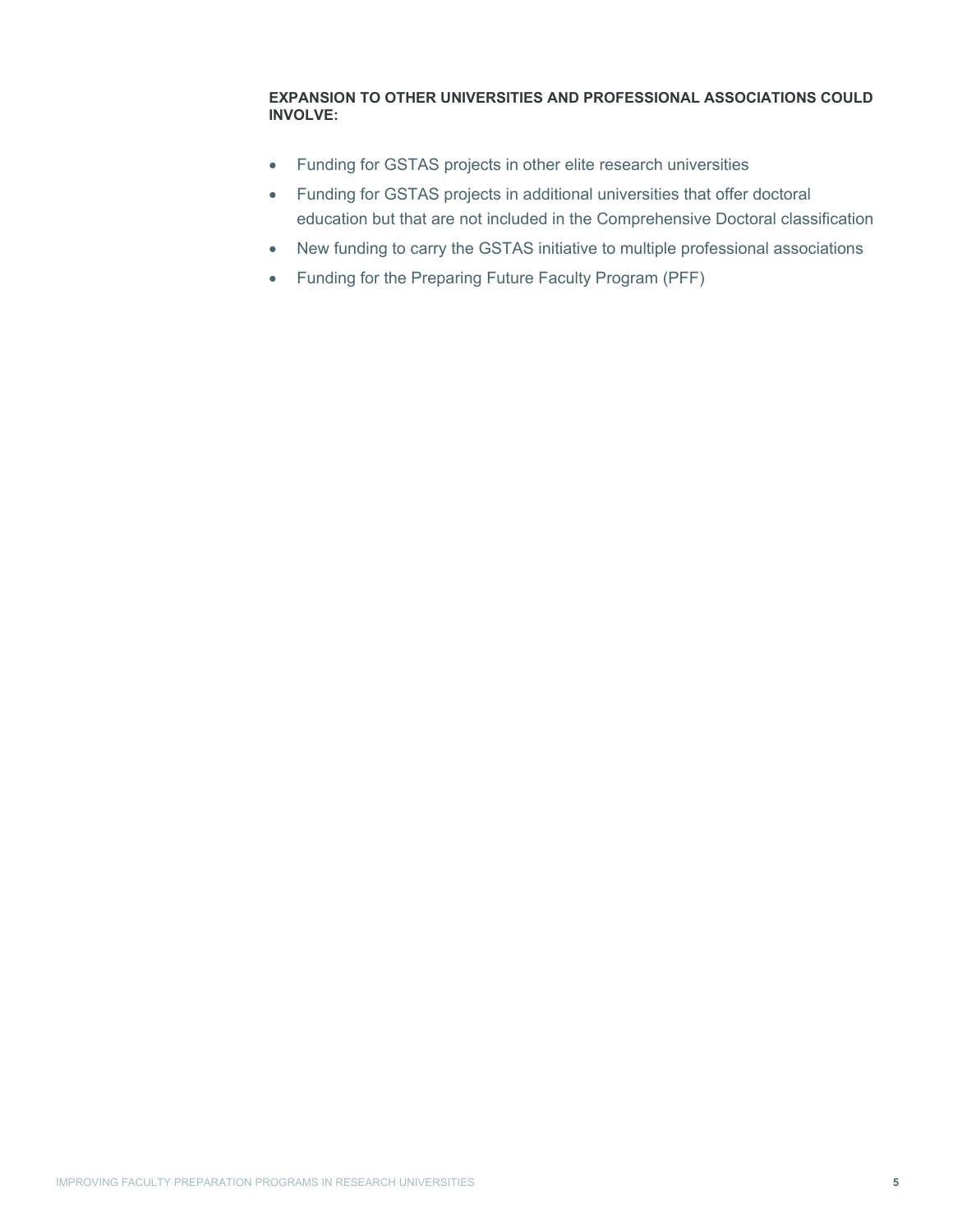**EXPANSION TO OTHER UNIVERSITIES AND PROFESSIONAL ASSOCIATIONS COULD INVOLVE:**

- Funding for GSTAS projects in other elite research universities
- Funding for GSTAS projects in additional universities that offer doctoral education but that are not included in the Comprehensive Doctoral classification
- New funding to carry the GSTAS initiative to multiple professional associations
- Funding for the Preparing Future Faculty Program (PFF)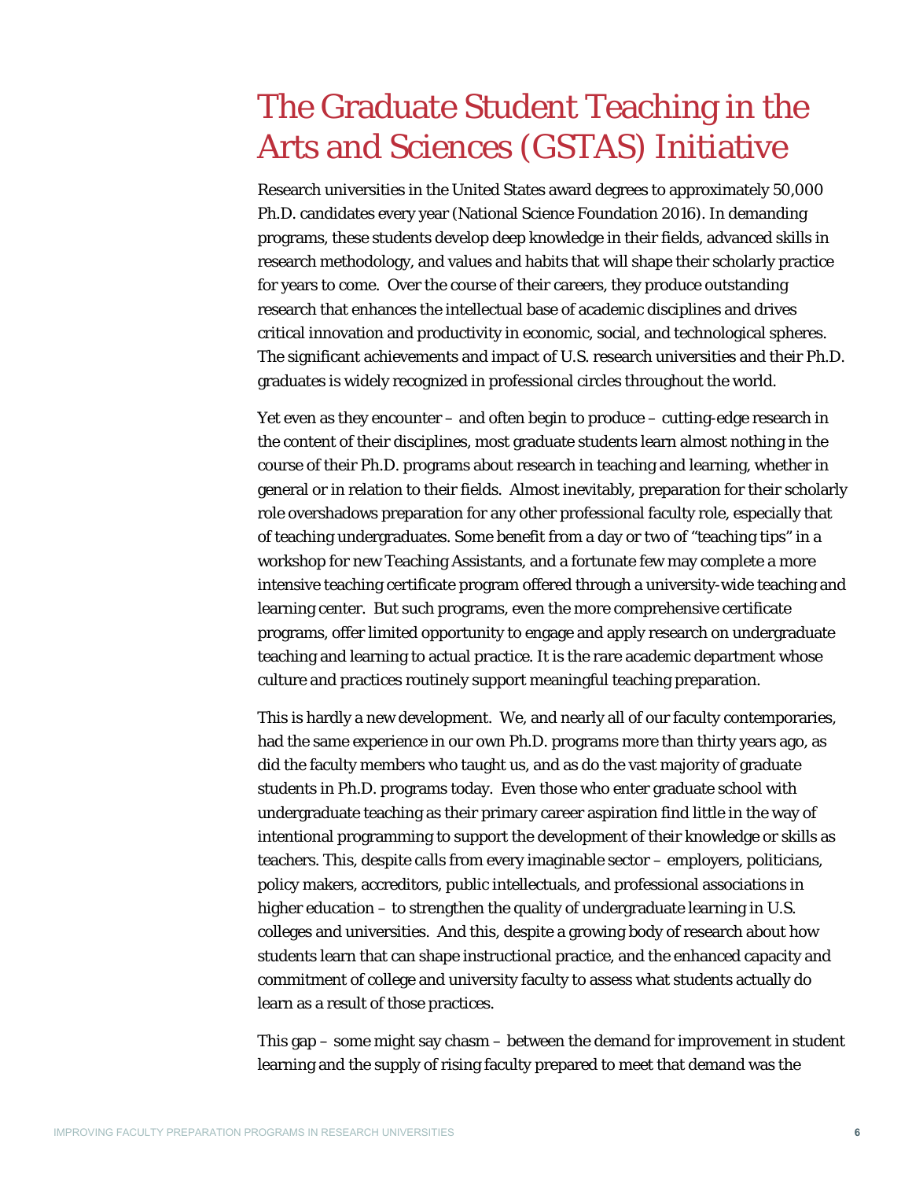# The Graduate Student Teaching in the Arts and Sciences (GSTAS) Initiative

Research universities in the United States award degrees to approximately 50,000 Ph.D. candidates every year (National Science Foundation 2016). In demanding programs, these students develop deep knowledge in their fields, advanced skills in research methodology, and values and habits that will shape their scholarly practice for years to come. Over the course of their careers, they produce outstanding research that enhances the intellectual base of academic disciplines and drives critical innovation and productivity in economic, social, and technological spheres. The significant achievements and impact of U.S. research universities and their Ph.D. graduates is widely recognized in professional circles throughout the world.

Yet even as they encounter – and often begin to produce – cutting-edge research in the content of their disciplines, most graduate students learn almost nothing in the course of their Ph.D. programs about research in teaching and learning, whether in general or in relation to their fields. Almost inevitably, preparation for their scholarly role overshadows preparation for any other professional faculty role, especially that of teaching undergraduates. Some benefit from a day or two of "teaching tips" in a workshop for new Teaching Assistants, and a fortunate few may complete a more intensive teaching certificate program offered through a university-wide teaching and learning center. But such programs, even the more comprehensive certificate programs, offer limited opportunity to engage and apply research on undergraduate teaching and learning to actual practice. It is the rare academic department whose culture and practices routinely support meaningful teaching preparation.

This is hardly a new development. We, and nearly all of our faculty contemporaries, had the same experience in our own Ph.D. programs more than thirty years ago, as did the faculty members who taught us, and as do the vast majority of graduate students in Ph.D. programs today. Even those who enter graduate school with undergraduate teaching as their primary career aspiration find little in the way of intentional programming to support the development of their knowledge or skills as teachers. This, despite calls from every imaginable sector – employers, politicians, policy makers, accreditors, public intellectuals, and professional associations in higher education – to strengthen the quality of undergraduate learning in U.S. colleges and universities. And this, despite a growing body of research about how students learn that can shape instructional practice, and the enhanced capacity and commitment of college and university faculty to assess what students actually do learn as a result of those practices.

This gap – some might say chasm – between the demand for improvement in student learning and the supply of rising faculty prepared to meet that demand was the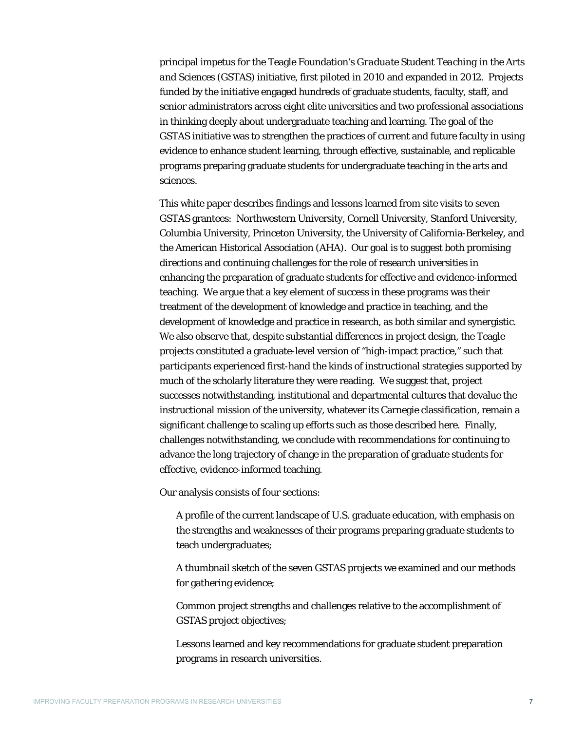principal impetus for the Teagle Foundation's *Graduate Student Teaching in the Arts and Sciences* (GSTAS) initiative, first piloted in 2010 and expanded in 2012. Projects funded by the initiative engaged hundreds of graduate students, faculty, staff, and senior administrators across eight elite universities and two professional associations in thinking deeply about undergraduate teaching and learning. The goal of the GSTAS initiative was to strengthen the practices of current and future faculty in using evidence to enhance student learning, through effective, sustainable, and replicable programs preparing graduate students for undergraduate teaching in the arts and sciences.

This white paper describes findings and lessons learned from site visits to seven GSTAS grantees: Northwestern University, Cornell University, Stanford University, Columbia University, Princeton University, the University of California-Berkeley, and the American Historical Association (AHA). Our goal is to suggest both promising directions and continuing challenges for the role of research universities in enhancing the preparation of graduate students for effective and evidence-informed teaching. We argue that a key element of success in these programs was their treatment of the development of knowledge and practice in teaching, and the development of knowledge and practice in research, as both similar and synergistic. We also observe that, despite substantial differences in project design, the Teagle projects constituted a graduate-level version of "high-impact practice," such that participants experienced first-hand the kinds of instructional strategies supported by much of the scholarly literature they were reading. We suggest that, project successes notwithstanding, institutional and departmental cultures that devalue the instructional mission of the university, whatever its Carnegie classification, remain a significant challenge to scaling up efforts such as those described here. Finally, challenges notwithstanding, we conclude with recommendations for continuing to advance the long trajectory of change in the preparation of graduate students for effective, evidence-informed teaching.

Our analysis consists of four sections:

- A profile of the current landscape of U.S. graduate education, with emphasis on the strengths and weaknesses of their programs preparing graduate students to teach undergraduates;
- A thumbnail sketch of the seven GSTAS projects we examined and our methods for gathering evidence;
- Common project strengths and challenges relative to the accomplishment of GSTAS project objectives;
- Lessons learned and key recommendations for graduate student preparation programs in research universities.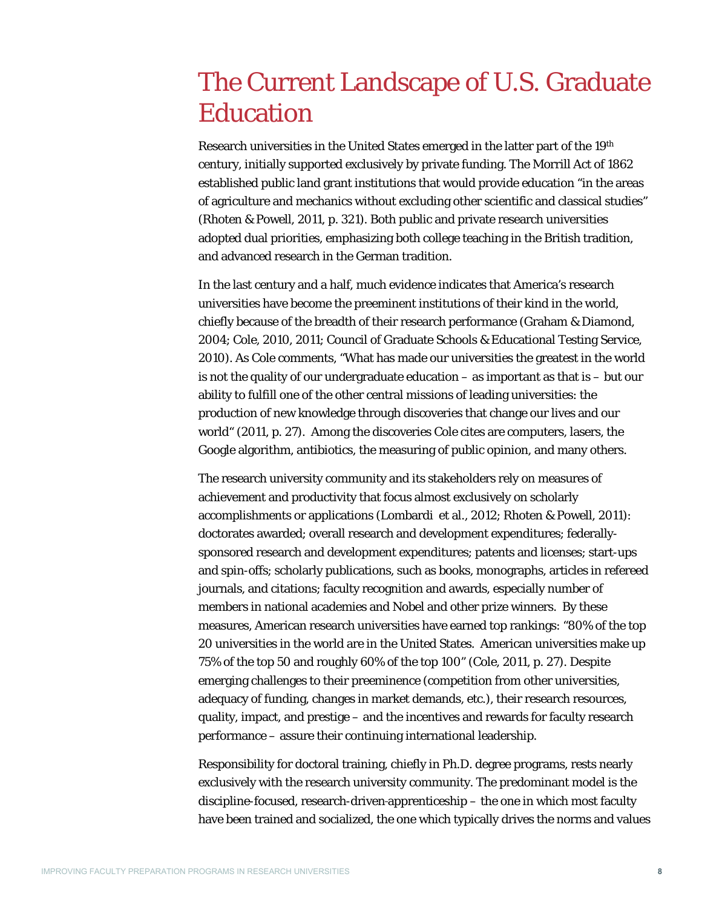# The Current Landscape of U.S. Graduate Education

Research universities in the United States emerged in the latter part of the 19th century, initially supported exclusively by private funding. The Morrill Act of 1862 established public land grant institutions that would provide education "in the areas of agriculture and mechanics without excluding other scientific and classical studies" (Rhoten & Powell, 2011, p. 321). Both public and private research universities adopted dual priorities, emphasizing both college teaching in the British tradition, and advanced research in the German tradition.

In the last century and a half, much evidence indicates that America's research universities have become the preeminent institutions of their kind in the world, chiefly because of the breadth of their research performance (Graham & Diamond, 2004; Cole, 2010, 2011; Council of Graduate Schools & Educational Testing Service, 2010). As Cole comments, "What has made our universities the greatest in the world is not the quality of our undergraduate education – as important as that is – but our ability to fulfill one of the other central missions of leading universities: the production of new knowledge through discoveries that change our lives and our world" (2011, p. 27). Among the discoveries Cole cites are computers, lasers, the Google algorithm, antibiotics, the measuring of public opinion, and many others.

The research university community and its stakeholders rely on measures of achievement and productivity that focus almost exclusively on scholarly accomplishments or applications (Lombardi et al., 2012; Rhoten & Powell, 2011): doctorates awarded; overall research and development expenditures; federally-sponsored research and development expenditures; patents and licenses; start-ups and spin-offs; scholarly publications, such as books, monographs, articles in refereed journals, and citations; faculty recognition and awards, especially number of members in national academies and Nobel and other prize winners. By these measures, American research universities have earned top rankings: "80% of the top 20 universities in the world are in the United States. American universities make up 75% of the top 50 and roughly 60% of the top 100" (Cole, 2011, p. 27). Despite emerging challenges to their preeminence (competition from other universities, adequacy of funding, changes in market demands, etc.), their research resources, quality, impact, and prestige – and the incentives and rewards for faculty research performance – assure their continuing international leadership.

Responsibility for doctoral training, chiefly in Ph.D. degree programs, rests nearly exclusively with the research university community. The predominant model is the discipline-focused, research-driven-apprenticeship – the one in which most faculty have been trained and socialized, the one which typically drives the norms and values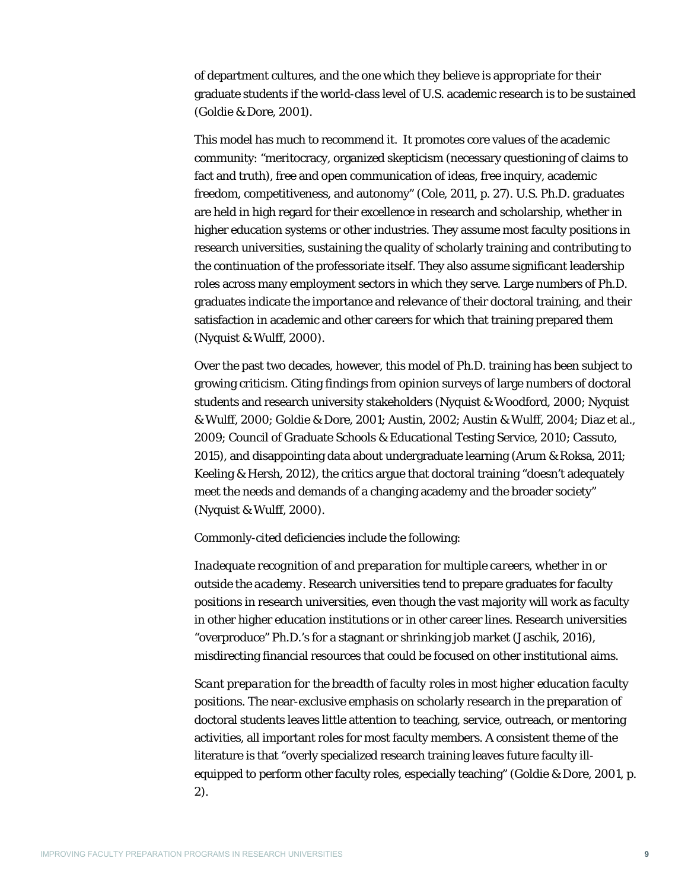of department cultures, and the one which they believe is appropriate for their graduate students if the world-class level of U.S. academic research is to be sustained (Goldie & Dore, 2001).

This model has much to recommend it. It promotes core values of the academic community: "meritocracy, organized skepticism (necessary questioning of claims to fact and truth), free and open communication of ideas, free inquiry, academic freedom, competitiveness, and autonomy" (Cole, 2011, p. 27). U.S. Ph.D. graduates are held in high regard for their excellence in research and scholarship, whether in higher education systems or other industries. They assume most faculty positions in research universities, sustaining the quality of scholarly training and contributing to the continuation of the professoriate itself. They also assume significant leadership roles across many employment sectors in which they serve. Large numbers of Ph.D. graduates indicate the importance and relevance of their doctoral training, and their satisfaction in academic and other careers for which that training prepared them (Nyquist & Wulff, 2000).

Over the past two decades, however, this model of Ph.D. training has been subject to growing criticism. Citing findings from opinion surveys of large numbers of doctoral students and research university stakeholders (Nyquist & Woodford, 2000; Nyquist & Wulff, 2000; Goldie & Dore, 2001; Austin, 2002; Austin & Wulff, 2004; Diaz et al., 2009; Council of Graduate Schools & Educational Testing Service, 2010; Cassuto, 2015), and disappointing data about undergraduate learning (Arum & Roksa, 2011; Keeling & Hersh, 2012), the critics argue that doctoral training "doesn't adequately meet the needs and demands of a changing academy and the broader society" (Nyquist & Wulff, 2000).

Commonly-cited deficiencies include the following:

*Inadequate recognition of and preparation for multiple careers, whether in or outside the academy*. Research universities tend to prepare graduates for faculty positions in research universities, even though the vast majority will work as faculty in other higher education institutions or in other career lines. Research universities "overproduce" Ph.D.'s for a stagnant or shrinking job market (Jaschik, 2016), misdirecting financial resources that could be focused on other institutional aims.

*Scant preparation for the breadth of faculty roles in most higher education faculty positions*. The near-exclusive emphasis on scholarly research in the preparation of doctoral students leaves little attention to teaching, service, outreach, or mentoring activities, all important roles for most faculty members. A consistent theme of the literature is that "overly specialized research training leaves future faculty ill-equipped to perform other faculty roles, especially teaching" (Goldie & Dore, 2001, p. 2).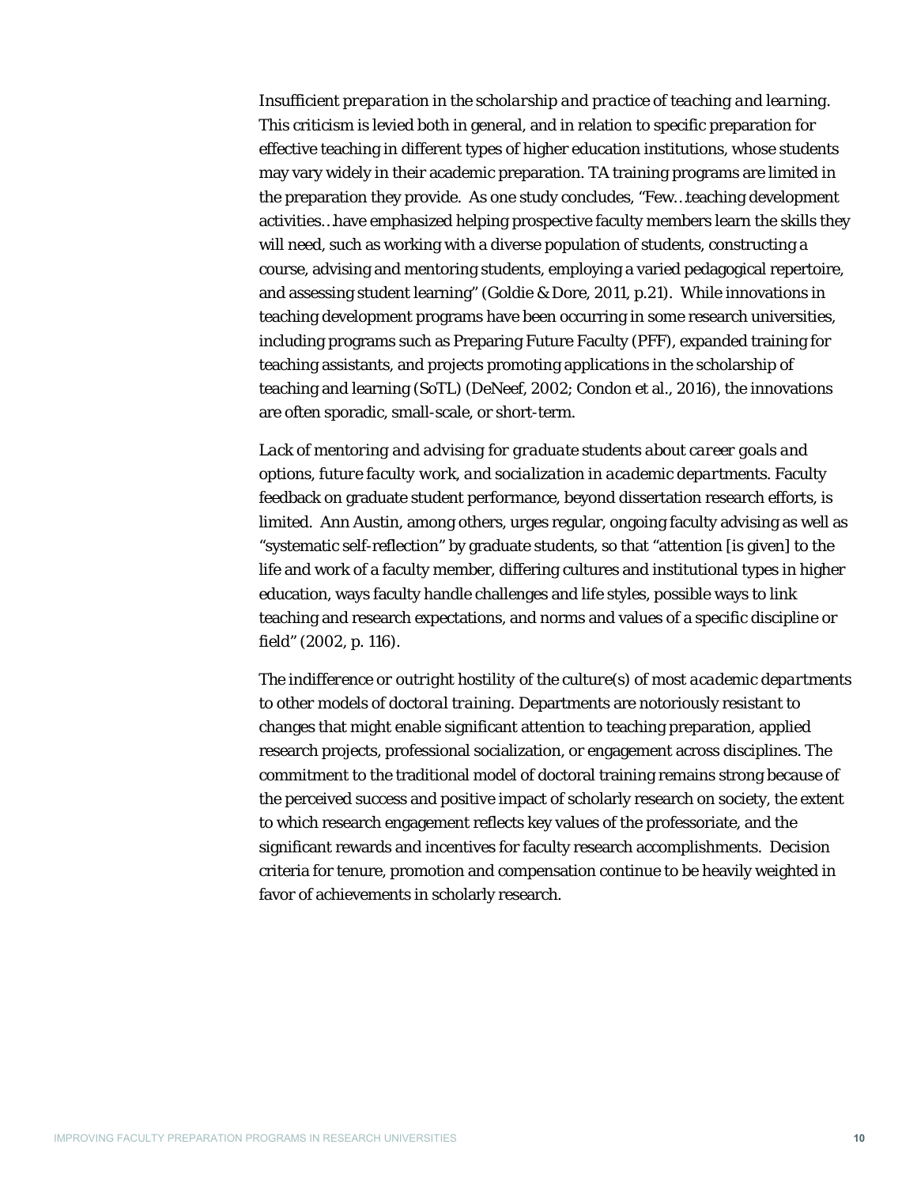*Insufficient preparation in the scholarship and practice of teaching and learning.* This criticism is levied both in general, and in relation to specific preparation for effective teaching in different types of higher education institutions, whose students may vary widely in their academic preparation. TA training programs are limited in the preparation they provide. As one study concludes, "Few…teaching development activities…have emphasized helping prospective faculty members learn the skills they will need, such as working with a diverse population of students, constructing a course, advising and mentoring students, employing a varied pedagogical repertoire, and assessing student learning" (Goldie & Dore, 2011, p.21). While innovations in teaching development programs have been occurring in some research universities, including programs such as Preparing Future Faculty (PFF), expanded training for teaching assistants, and projects promoting applications in the scholarship of teaching and learning (SoTL) (DeNeef, 2002; Condon et al., 2016), the innovations are often sporadic, small-scale, or short-term.

*Lack of mentoring and advising for graduate students about career goals and options, future faculty work, and socialization in academic departments.* Faculty feedback on graduate student performance, beyond dissertation research efforts, is limited. Ann Austin, among others, urges regular, ongoing faculty advising as well as "systematic self-reflection" by graduate students, so that "attention [is given] to the life and work of a faculty member, differing cultures and institutional types in higher education, ways faculty handle challenges and life styles, possible ways to link teaching and research expectations, and norms and values of a specific discipline or field" (2002, p. 116).

*The indifference or outright hostility of the culture(s) of most academic departments to other models of doctoral training.* Departments are notoriously resistant to changes that might enable significant attention to teaching preparation, applied research projects, professional socialization, or engagement across disciplines. The commitment to the traditional model of doctoral training remains strong because of the perceived success and positive impact of scholarly research on society, the extent to which research engagement reflects key values of the professoriate, and the significant rewards and incentives for faculty research accomplishments. Decision criteria for tenure, promotion and compensation continue to be heavily weighted in favor of achievements in scholarly research.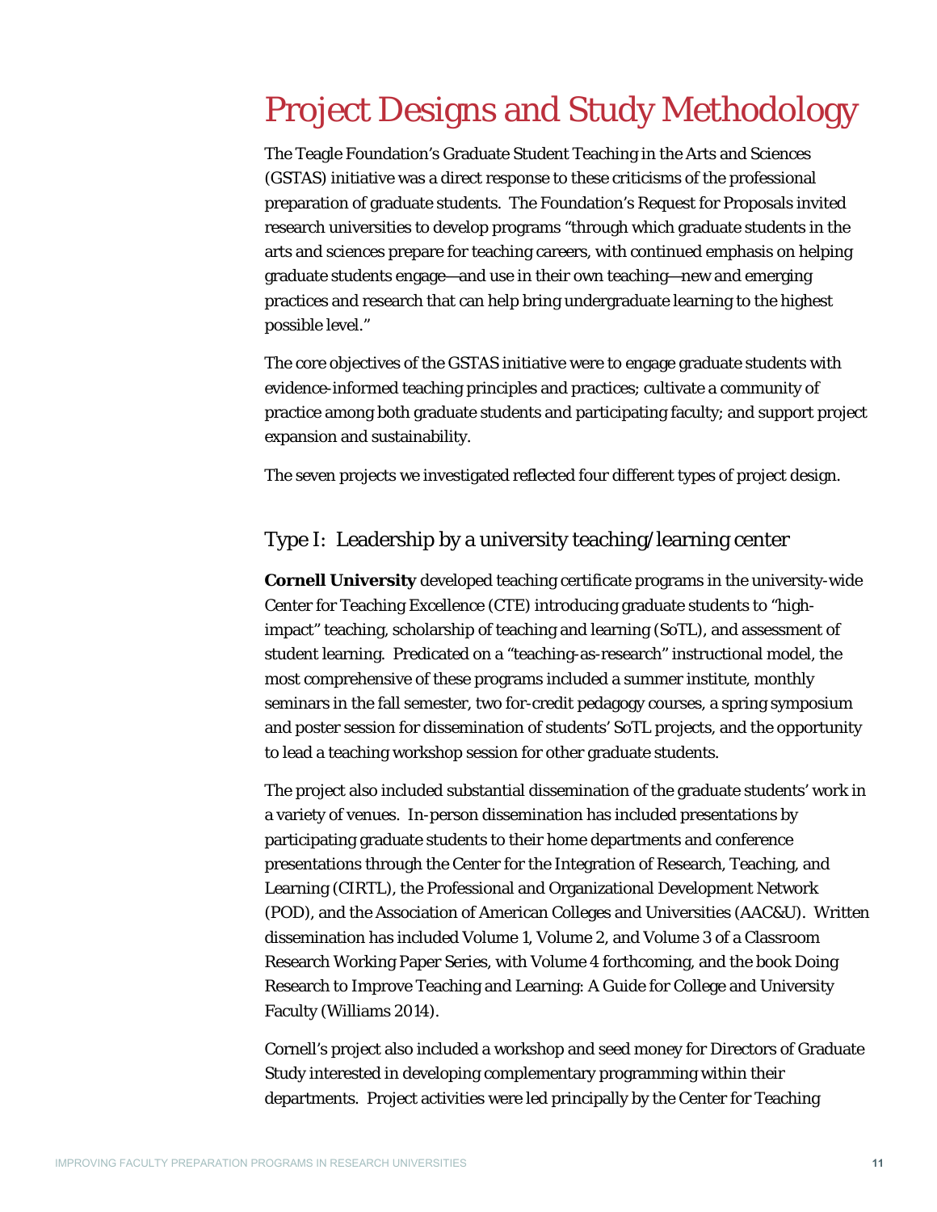# Project Designs and Study Methodology

The Teagle Foundation's Graduate Student Teaching in the Arts and Sciences (GSTAS) initiative was a direct response to these criticisms of the professional preparation of graduate students. The Foundation's Request for Proposals invited research universities to develop programs "through which graduate students in the arts and sciences prepare for teaching careers, with continued emphasis on helping graduate students engage—and use in their own teaching—new and emerging practices and research that can help bring undergraduate learning to the highest possible level."

The core objectives of the GSTAS initiative were to engage graduate students with evidence-informed teaching principles and practices; cultivate a community of practice among both graduate students and participating faculty; and support project expansion and sustainability.

The seven projects we investigated reflected four different types of project design.

## Type I: Leadership by a university teaching/learning center

**Cornell University** developed teaching certificate programs in the university-wide Center for Teaching Excellence (CTE) introducing graduate students to "high-impact" teaching, scholarship of teaching and learning (SoTL), and assessment of student learning. Predicated on a "teaching-as-research" instructional model, the most comprehensive of these programs included a summer institute, monthly seminars in the fall semester, two for-credit pedagogy courses, a spring symposium and poster session for dissemination of students' SoTL projects, and the opportunity to lead a teaching workshop session for other graduate students.

The project also included substantial dissemination of the graduate students' work in a variety of venues. In-person dissemination has included presentations by participating graduate students to their home departments and conference presentations through the Center for the Integration of Research, Teaching, and Learning (CIRTL), the Professional and Organizational Development Network (POD), and the Association of American Colleges and Universities (AAC&U). Written dissemination has included Volume 1, Volume 2, and Volume 3 of a Classroom Research Working Paper Series, with Volume 4 forthcoming, and the book Doing Research to Improve Teaching and Learning: A Guide for College and University Faculty (Williams 2014).

Cornell's project also included a workshop and seed money for Directors of Graduate Study interested in developing complementary programming within their departments. Project activities were led principally by the Center for Teaching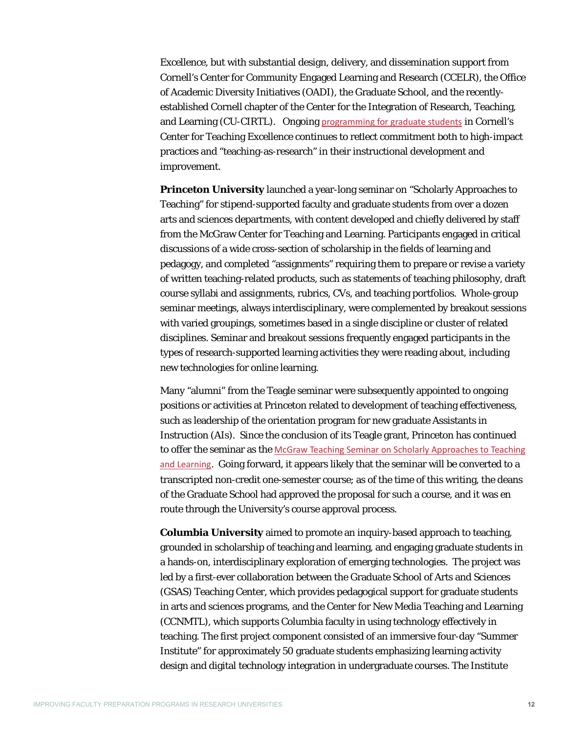Excellence, but with substantial design, delivery, and dissemination support from Cornell's Center for Community Engaged Learning and Research (CCELR), the Office of Academic Diversity Initiatives (OADI), the Graduate School, and the recently-established Cornell chapter of the Center for the Integration of Research, Teaching, and Learning (CU-CIRTL). Ongoing programming for graduate students in Cornell's Center for Teaching Excellence continues to reflect commitment both to high-impact practices and "teaching-as-research" in their instructional development and improvement.

**Princeton University** launched a year-long seminar on "Scholarly Approaches to Teaching" for stipend-supported faculty and graduate students from over a dozen arts and sciences departments, with content developed and chiefly delivered by staff from the McGraw Center for Teaching and Learning. Participants engaged in critical discussions of a wide cross-section of scholarship in the fields of learning and pedagogy, and completed "assignments" requiring them to prepare or revise a variety of written teaching-related products, such as statements of teaching philosophy, draft course syllabi and assignments, rubrics, CVs, and teaching portfolios. Whole-group seminar meetings, always interdisciplinary, were complemented by breakout sessions with varied groupings, sometimes based in a single discipline or cluster of related disciplines. Seminar and breakout sessions frequently engaged participants in the types of research-supported learning activities they were reading about, including new technologies for online learning.

Many "alumni" from the Teagle seminar were subsequently appointed to ongoing positions or activities at Princeton related to development of teaching effectiveness, such as leadership of the orientation program for new graduate Assistants in Instruction (AIs). Since the conclusion of its Teagle grant, Princeton has continued to offer the seminar as the McGraw Teaching Seminar on Scholarly Approaches to Teaching and Learning. Going forward, it appears likely that the seminar will be converted to a transcripted non-credit one-semester course; as of the time of this writing, the deans of the Graduate School had approved the proposal for such a course, and it was en route through the University's course approval process.

**Columbia University** aimed to promote an inquiry-based approach to teaching, grounded in scholarship of teaching and learning, and engaging graduate students in a hands-on, interdisciplinary exploration of emerging technologies. The project was led by a first-ever collaboration between the Graduate School of Arts and Sciences (GSAS) Teaching Center, which provides pedagogical support for graduate students in arts and sciences programs, and the Center for New Media Teaching and Learning (CCNMTL), which supports Columbia faculty in using technology effectively in teaching. The first project component consisted of an immersive four-day "Summer Institute" for approximately 50 graduate students emphasizing learning activity design and digital technology integration in undergraduate courses. The Institute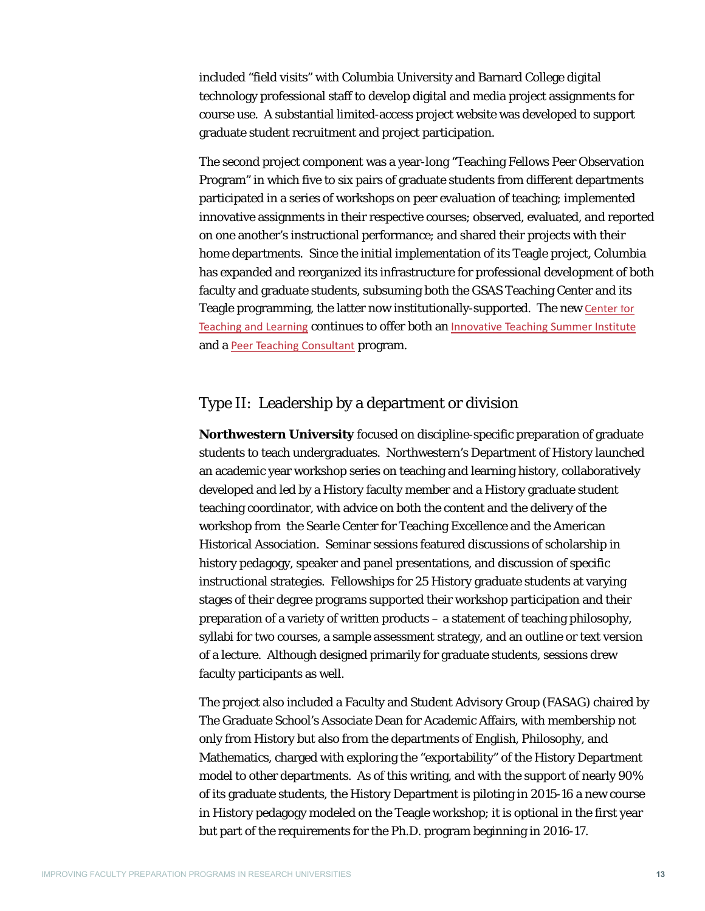included "field visits" with Columbia University and Barnard College digital technology professional staff to develop digital and media project assignments for course use. A substantial limited-access project website was developed to support graduate student recruitment and project participation.

The second project component was a year-long "Teaching Fellows Peer Observation Program" in which five to six pairs of graduate students from different departments participated in a series of workshops on peer evaluation of teaching; implemented innovative assignments in their respective courses; observed, evaluated, and reported on one another's instructional performance; and shared their projects with their home departments. Since the initial implementation of its Teagle project, Columbia has expanded and reorganized its infrastructure for professional development of both faculty and graduate students, subsuming both the GSAS Teaching Center and its Teagle programming, the latter now institutionally-supported. The new Center for Teaching and Learning continues to offer both an Innovative Teaching Summer Institute and a Peer Teaching Consultant program.

## Type II: Leadership by a department or division

**Northwestern University** focused on discipline-specific preparation of graduate students to teach undergraduates. Northwestern's Department of History launched an academic year workshop series on teaching and learning history, collaboratively developed and led by a History faculty member and a History graduate student teaching coordinator, with advice on both the content and the delivery of the workshop from the Searle Center for Teaching Excellence and the American Historical Association. Seminar sessions featured discussions of scholarship in history pedagogy, speaker and panel presentations, and discussion of specific instructional strategies. Fellowships for 25 History graduate students at varying stages of their degree programs supported their workshop participation and their preparation of a variety of written products – a statement of teaching philosophy, syllabi for two courses, a sample assessment strategy, and an outline or text version of a lecture. Although designed primarily for graduate students, sessions drew faculty participants as well.

The project also included a Faculty and Student Advisory Group (FASAG) chaired by The Graduate School's Associate Dean for Academic Affairs, with membership not only from History but also from the departments of English, Philosophy, and Mathematics, charged with exploring the "exportability" of the History Department model to other departments. As of this writing, and with the support of nearly 90% of its graduate students, the History Department is piloting in 2015-16 a new course in History pedagogy modeled on the Teagle workshop; it is optional in the first year but part of the requirements for the Ph.D. program beginning in 2016-17.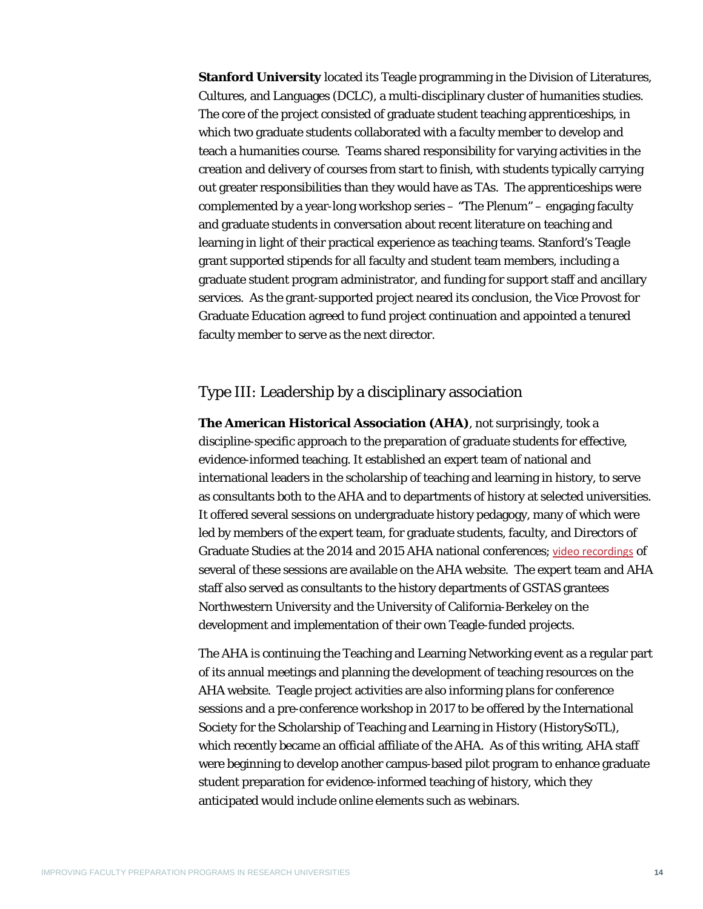**Stanford University** located its Teagle programming in the Division of Literatures, Cultures, and Languages (DCLC), a multi-disciplinary cluster of humanities studies. The core of the project consisted of graduate student teaching apprenticeships, in which two graduate students collaborated with a faculty member to develop and teach a humanities course. Teams shared responsibility for varying activities in the creation and delivery of courses from start to finish, with students typically carrying out greater responsibilities than they would have as TAs. The apprenticeships were complemented by a year-long workshop series – "The Plenum" – engaging faculty and graduate students in conversation about recent literature on teaching and learning in light of their practical experience as teaching teams. Stanford's Teagle grant supported stipends for all faculty and student team members, including a graduate student program administrator, and funding for support staff and ancillary services. As the grant-supported project neared its conclusion, the Vice Provost for Graduate Education agreed to fund project continuation and appointed a tenured faculty member to serve as the next director.

## Type III: Leadership by a disciplinary association

**The American Historical Association (AHA)**, not surprisingly, took a discipline-specific approach to the preparation of graduate students for effective, evidence-informed teaching. It established an expert team of national and international leaders in the scholarship of teaching and learning in history, to serve as consultants both to the AHA and to departments of history at selected universities. It offered several sessions on undergraduate history pedagogy, many of which were led by members of the expert team, for graduate students, faculty, and Directors of Graduate Studies at the 2014 and 2015 AHA national conferences; video recordings of several of these sessions are available on the AHA website. The expert team and AHA staff also served as consultants to the history departments of GSTAS grantees Northwestern University and the University of California-Berkeley on the development and implementation of their own Teagle-funded projects.

The AHA is continuing the Teaching and Learning Networking event as a regular part of its annual meetings and planning the development of teaching resources on the AHA website. Teagle project activities are also informing plans for conference sessions and a pre-conference workshop in 2017 to be offered by the International Society for the Scholarship of Teaching and Learning in History (HistorySoTL), which recently became an official affiliate of the AHA. As of this writing, AHA staff were beginning to develop another campus-based pilot program to enhance graduate student preparation for evidence-informed teaching of history, which they anticipated would include online elements such as webinars.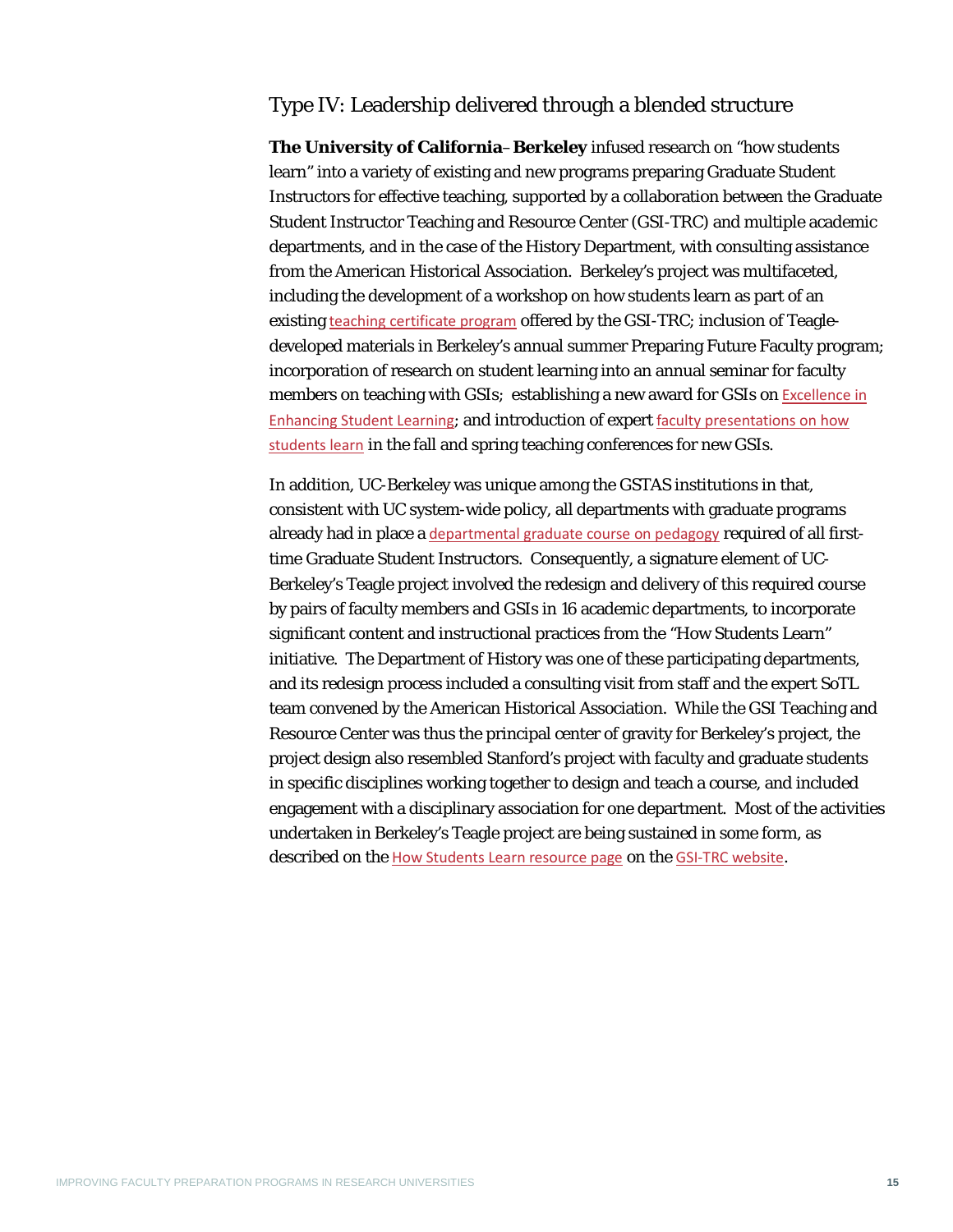## Type IV: Leadership delivered through a blended structure

**The University of California–Berkeley** infused research on "how students learn" into a variety of existing and new programs preparing Graduate Student Instructors for effective teaching, supported by a collaboration between the Graduate Student Instructor Teaching and Resource Center (GSI-TRC) and multiple academic departments, and in the case of the History Department, with consulting assistance from the American Historical Association. Berkeley's project was multifaceted, including the development of a workshop on how students learn as part of an existing teaching certificate program offered by the GSI-TRC; inclusion of Teagle-developed materials in Berkeley's annual summer Preparing Future Faculty program; incorporation of research on student learning into an annual seminar for faculty members on teaching with GSIs; establishing a new award for GSIs on Excellence in Enhancing Student Learning; and introduction of expert faculty presentations on how students learn in the fall and spring teaching conferences for new GSIs.

In addition, UC-Berkeley was unique among the GSTAS institutions in that, consistent with UC system-wide policy, all departments with graduate programs already had in place a departmental graduate course on pedagogy required of all first-time Graduate Student Instructors. Consequently, a signature element of UC-Berkeley's Teagle project involved the redesign and delivery of this required course by pairs of faculty members and GSIs in 16 academic departments, to incorporate significant content and instructional practices from the "How Students Learn" initiative. The Department of History was one of these participating departments, and its redesign process included a consulting visit from staff and the expert SoTL team convened by the American Historical Association. While the GSI Teaching and Resource Center was thus the principal center of gravity for Berkeley's project, the project design also resembled Stanford's project with faculty and graduate students in specific disciplines working together to design and teach a course, and included engagement with a disciplinary association for one department. Most of the activities undertaken in Berkeley's Teagle project are being sustained in some form, as described on the How Students Learn resource page on the GSI-TRC website.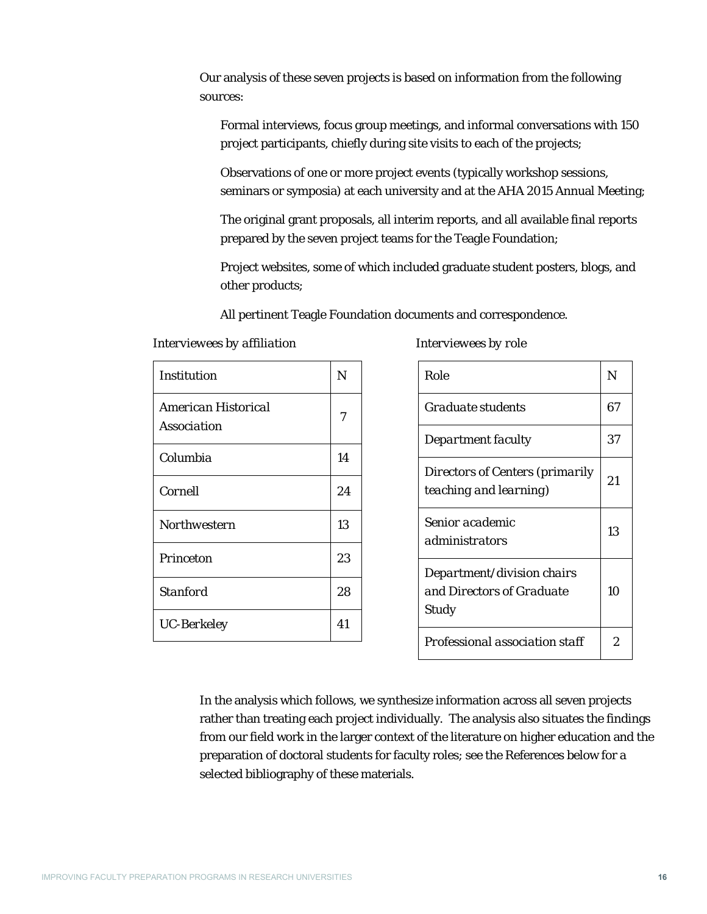Our analysis of these seven projects is based on information from the following sources:

Formal interviews, focus group meetings, and informal conversations with 150 project participants, chiefly during site visits to each of the projects;

Observations of one or more project events (typically workshop sessions, seminars or symposia) at each university and at the AHA 2015 Annual Meeting;

The original grant proposals, all interim reports, and all available final reports prepared by the seven project teams for the Teagle Foundation;

Project websites, some of which included graduate student posters, blogs, and other products;

All pertinent Teagle Foundation documents and correspondence.

*Interviewees by affiliation*

| Institution | N |
|---|---|
| American Historical Association | 7 |
| Columbia | 14 |
| Cornell | 24 |
| Northwestern | 13 |
| Princeton | 23 |
| Stanford | 28 |
| UC-Berkeley | 41 |

*Interviewees by role*

| Role | N |
|---|---|
| Graduate students | 67 |
| Department faculty | 37 |
| Directors of Centers (primarily teaching and learning) | 21 |
| Senior academic administrators | 13 |
| Department/division chairs and Directors of Graduate Study | 10 |
| Professional association staff | 2 |

In the analysis which follows, we synthesize information across all seven projects rather than treating each project individually. The analysis also situates the findings from our field work in the larger context of the literature on higher education and the preparation of doctoral students for faculty roles; see the References below for a selected bibliography of these materials.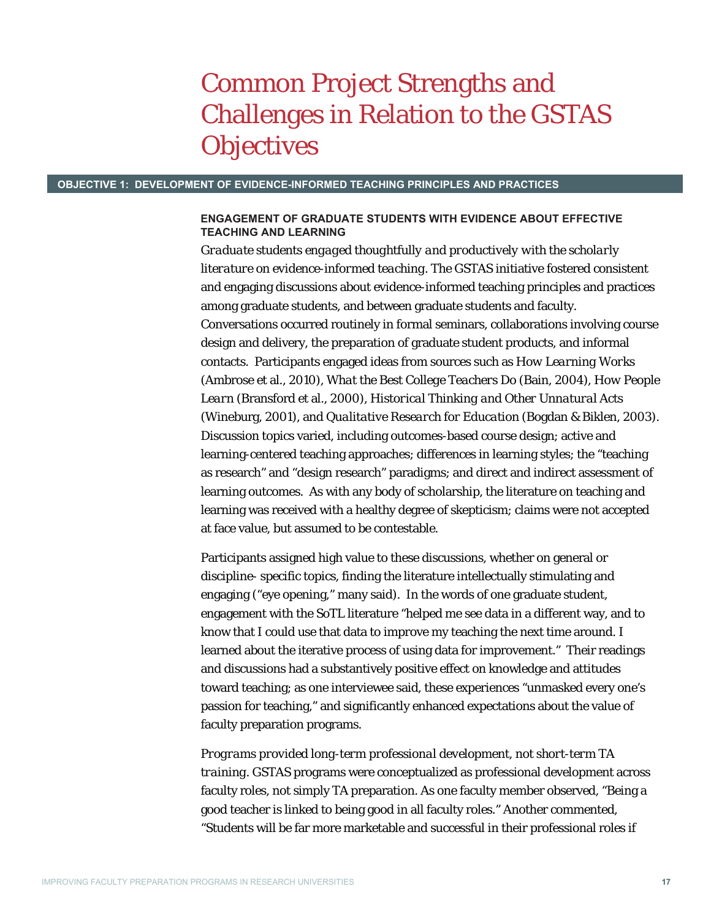# Common Project Strengths and Challenges in Relation to the GSTAS Objectives

## OBJECTIVE 1: DEVELOPMENT OF EVIDENCE-INFORMED TEACHING PRINCIPLES AND PRACTICES

### ENGAGEMENT OF GRADUATE STUDENTS WITH EVIDENCE ABOUT EFFECTIVE TEACHING AND LEARNING

*Graduate students engaged thoughtfully and productively with the scholarly literature on evidence-informed teaching.* The GSTAS initiative fostered consistent and engaging discussions about evidence-informed teaching principles and practices among graduate students, and between graduate students and faculty. Conversations occurred routinely in formal seminars, collaborations involving course design and delivery, the preparation of graduate student products, and informal contacts. Participants engaged ideas from sources such as *How Learning Works* (Ambrose et al., 2010), *What the Best College Teachers Do* (Bain, 2004), *How People Learn* (Bransford et al., 2000), *Historical Thinking and Other Unnatural Acts* (Wineburg, 2001), and *Qualitative Research for Education* (Bogdan & Biklen, 2003). Discussion topics varied, including outcomes-based course design; active and learning-centered teaching approaches; differences in learning styles; the "teaching as research" and "design research" paradigms; and direct and indirect assessment of learning outcomes. As with any body of scholarship, the literature on teaching and learning was received with a healthy degree of skepticism; claims were not accepted at face value, but assumed to be contestable.

Participants assigned high value to these discussions, whether on general or discipline- specific topics, finding the literature intellectually stimulating and engaging ("eye opening," many said). In the words of one graduate student, engagement with the SoTL literature "helped me see data in a different way, and to know that I could use that data to improve my teaching the next time around. I learned about the iterative process of using data for improvement." Their readings and discussions had a substantively positive effect on knowledge and attitudes toward teaching; as one interviewee said, these experiences "unmasked every one's passion for teaching," and significantly enhanced expectations about the value of faculty preparation programs.

*Programs provided long-term professional development, not short-term TA training.* GSTAS programs were conceptualized as professional development across faculty roles, not simply TA preparation. As one faculty member observed, "Being a good teacher is linked to being good in all faculty roles." Another commented, "Students will be far more marketable and successful in their professional roles if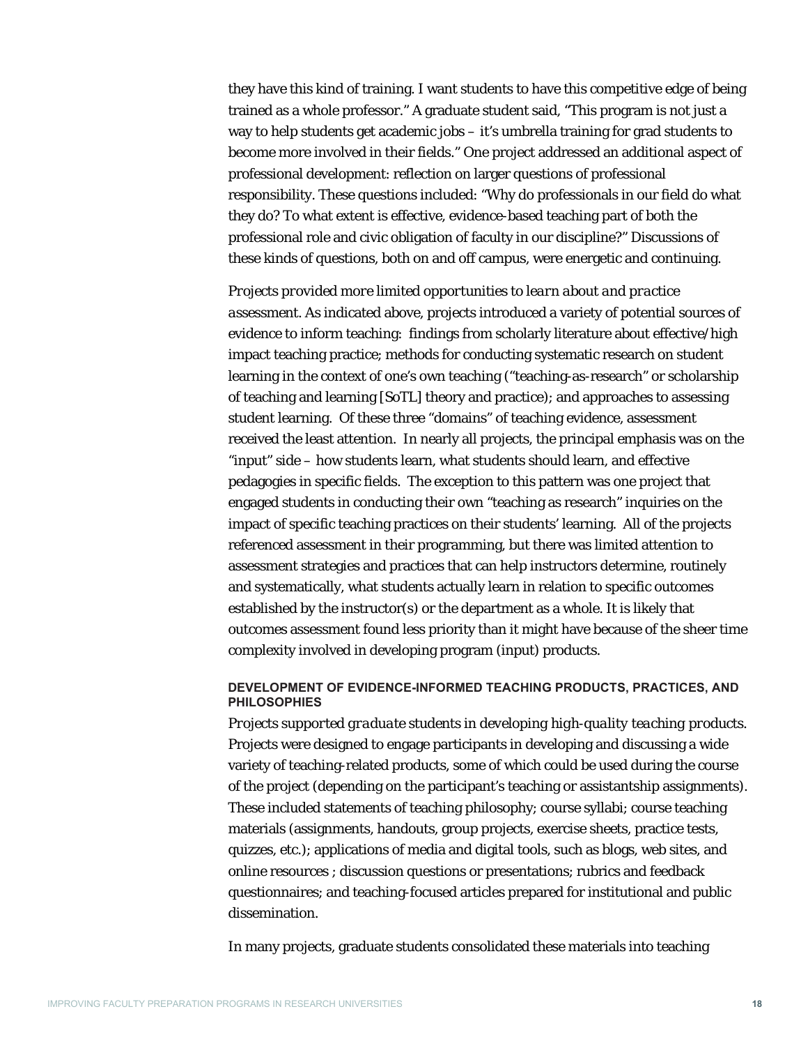they have this kind of training. I want students to have this competitive edge of being trained as a whole professor." A graduate student said, "This program is not just a way to help students get academic jobs – it's umbrella training for grad students to become more involved in their fields." One project addressed an additional aspect of professional development: reflection on larger questions of professional responsibility. These questions included: "Why do professionals in our field do what they do? To what extent is effective, evidence-based teaching part of both the professional role and civic obligation of faculty in our discipline?" Discussions of these kinds of questions, both on and off campus, were energetic and continuing.

*Projects provided more limited opportunities to learn about and practice assessment.* As indicated above, projects introduced a variety of potential sources of evidence to inform teaching: findings from scholarly literature about effective/high impact teaching practice; methods for conducting systematic research on student learning in the context of one's own teaching ("teaching-as-research" or scholarship of teaching and learning [SoTL] theory and practice); and approaches to assessing student learning. Of these three "domains" of teaching evidence, assessment received the least attention. In nearly all projects, the principal emphasis was on the "input" side – how students learn, what students should learn, and effective pedagogies in specific fields. The exception to this pattern was one project that engaged students in conducting their own "teaching as research" inquiries on the impact of specific teaching practices on their students' learning. All of the projects referenced assessment in their programming, but there was limited attention to assessment strategies and practices that can help instructors determine, routinely and systematically, what students actually learn in relation to specific outcomes established by the instructor(s) or the department as a whole. It is likely that outcomes assessment found less priority than it might have because of the sheer time complexity involved in developing program (input) products.

#### DEVELOPMENT OF EVIDENCE-INFORMED TEACHING PRODUCTS, PRACTICES, AND PHILOSOPHIES

*Projects supported graduate students in developing high-quality teaching products.* Projects were designed to engage participants in developing and discussing a wide variety of teaching-related products, some of which could be used during the course of the project (depending on the participant's teaching or assistantship assignments). These included statements of teaching philosophy; course syllabi; course teaching materials (assignments, handouts, group projects, exercise sheets, practice tests, quizzes, etc.); applications of media and digital tools, such as blogs, web sites, and online resources ; discussion questions or presentations; rubrics and feedback questionnaires; and teaching-focused articles prepared for institutional and public dissemination.

In many projects, graduate students consolidated these materials into teaching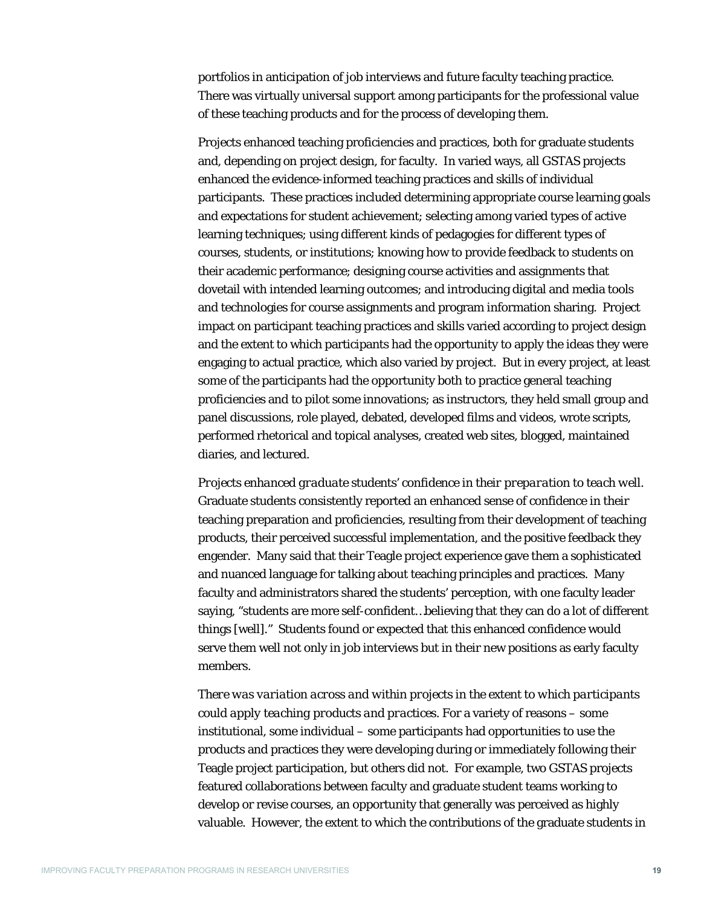portfolios in anticipation of job interviews and future faculty teaching practice. There was virtually universal support among participants for the professional value of these teaching products and for the process of developing them.

Projects enhanced teaching proficiencies and practices, both for graduate students and, depending on project design, for faculty. In varied ways, all GSTAS projects enhanced the evidence-informed teaching practices and skills of individual participants. These practices included determining appropriate course learning goals and expectations for student achievement; selecting among varied types of active learning techniques; using different kinds of pedagogies for different types of courses, students, or institutions; knowing how to provide feedback to students on their academic performance; designing course activities and assignments that dovetail with intended learning outcomes; and introducing digital and media tools and technologies for course assignments and program information sharing. Project impact on participant teaching practices and skills varied according to project design and the extent to which participants had the opportunity to apply the ideas they were engaging to actual practice, which also varied by project. But in every project, at least some of the participants had the opportunity both to practice general teaching proficiencies and to pilot some innovations; as instructors, they held small group and panel discussions, role played, debated, developed films and videos, wrote scripts, performed rhetorical and topical analyses, created web sites, blogged, maintained diaries, and lectured.

*Projects enhanced graduate students' confidence in their preparation to teach well.* Graduate students consistently reported an enhanced sense of confidence in their teaching preparation and proficiencies, resulting from their development of teaching products, their perceived successful implementation, and the positive feedback they engender. Many said that their Teagle project experience gave them a sophisticated and nuanced language for talking about teaching principles and practices. Many faculty and administrators shared the students' perception, with one faculty leader saying, "students are more self-confident…believing that they can do a lot of different things [well]." Students found or expected that this enhanced confidence would serve them well not only in job interviews but in their new positions as early faculty members.

*There was variation across and within projects in the extent to which participants could apply teaching products and practices.* For a variety of reasons – some institutional, some individual – some participants had opportunities to use the products and practices they were developing during or immediately following their Teagle project participation, but others did not. For example, two GSTAS projects featured collaborations between faculty and graduate student teams working to develop or revise courses, an opportunity that generally was perceived as highly valuable. However, the extent to which the contributions of the graduate students in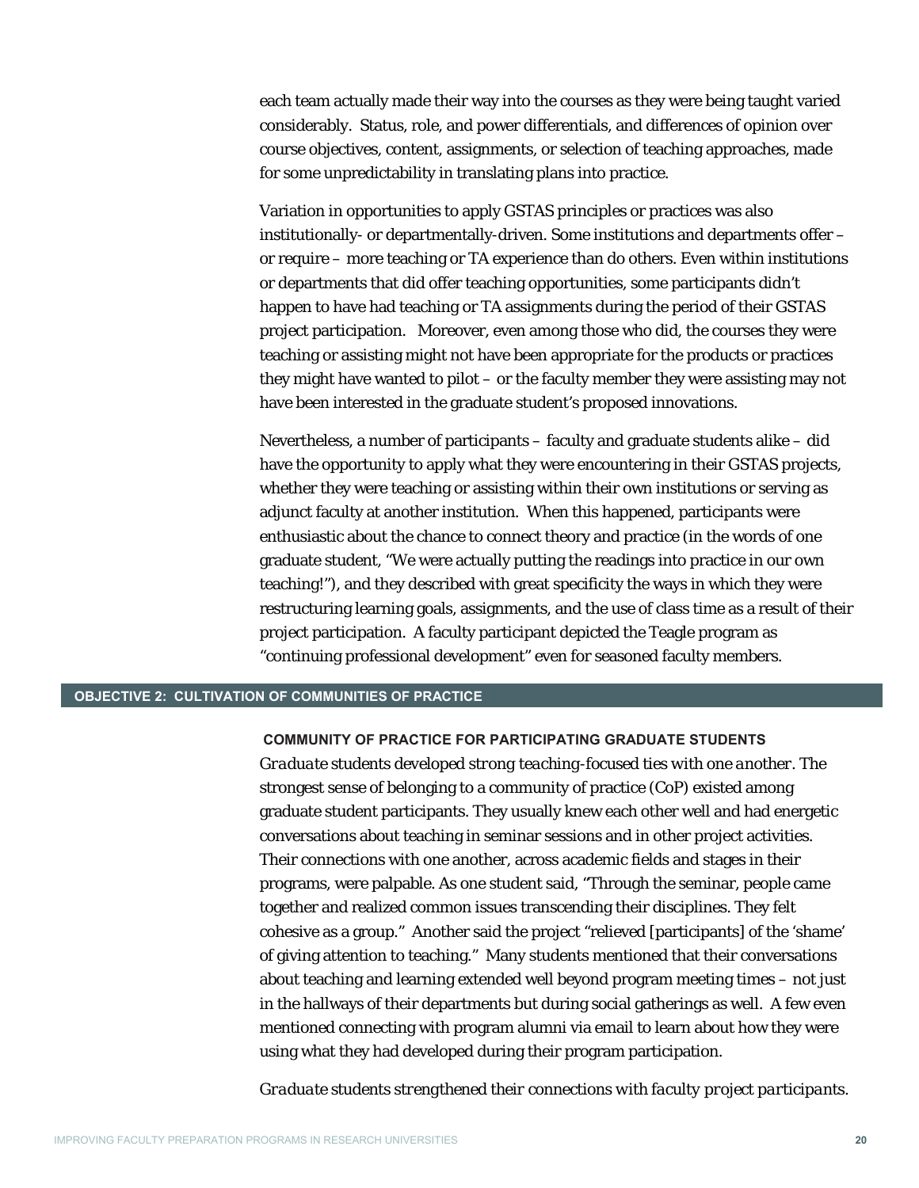each team actually made their way into the courses as they were being taught varied considerably. Status, role, and power differentials, and differences of opinion over course objectives, content, assignments, or selection of teaching approaches, made for some unpredictability in translating plans into practice.

Variation in opportunities to apply GSTAS principles or practices was also institutionally- or departmentally-driven. Some institutions and departments offer – or require – more teaching or TA experience than do others. Even within institutions or departments that did offer teaching opportunities, some participants didn't happen to have had teaching or TA assignments during the period of their GSTAS project participation. Moreover, even among those who did, the courses they were teaching or assisting might not have been appropriate for the products or practices they might have wanted to pilot – or the faculty member they were assisting may not have been interested in the graduate student's proposed innovations.

Nevertheless, a number of participants – faculty and graduate students alike – did have the opportunity to apply what they were encountering in their GSTAS projects, whether they were teaching or assisting within their own institutions or serving as adjunct faculty at another institution. When this happened, participants were enthusiastic about the chance to connect theory and practice (in the words of one graduate student, "We were actually putting the readings into practice in our own teaching!"), and they described with great specificity the ways in which they were restructuring learning goals, assignments, and the use of class time as a result of their project participation. A faculty participant depicted the Teagle program as "continuing professional development" even for seasoned faculty members.

## OBJECTIVE 2: CULTIVATION OF COMMUNITIES OF PRACTICE

### COMMUNITY OF PRACTICE FOR PARTICIPATING GRADUATE STUDENTS

*Graduate students developed strong teaching-focused ties with one another.* The strongest sense of belonging to a community of practice (CoP) existed among graduate student participants. They usually knew each other well and had energetic conversations about teaching in seminar sessions and in other project activities. Their connections with one another, across academic fields and stages in their programs, were palpable. As one student said, "Through the seminar, people came together and realized common issues transcending their disciplines. They felt cohesive as a group." Another said the project "relieved [participants] of the 'shame' of giving attention to teaching." Many students mentioned that their conversations about teaching and learning extended well beyond program meeting times – not just in the hallways of their departments but during social gatherings as well. A few even mentioned connecting with program alumni via email to learn about how they were using what they had developed during their program participation.

*Graduate students strengthened their connections with faculty project participants.*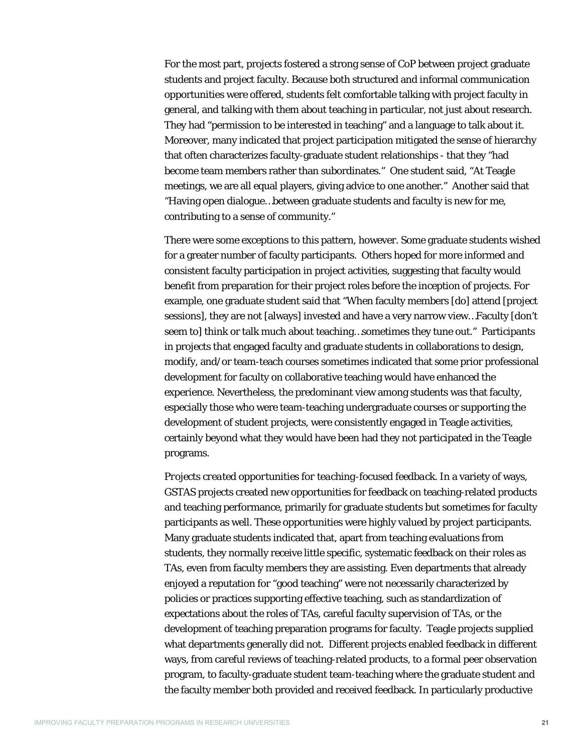For the most part, projects fostered a strong sense of CoP between project graduate students and project faculty. Because both structured and informal communication opportunities were offered, students felt comfortable talking with project faculty in general, and talking with them about teaching in particular, not just about research. They had "permission to be interested in teaching" and a language to talk about it. Moreover, many indicated that project participation mitigated the sense of hierarchy that often characterizes faculty-graduate student relationships - that they "had become team members rather than subordinates." One student said, "At Teagle meetings, we are all equal players, giving advice to one another." Another said that "Having open dialogue…between graduate students and faculty is new for me, contributing to a sense of community."

There were some exceptions to this pattern, however. Some graduate students wished for a greater number of faculty participants. Others hoped for more informed and consistent faculty participation in project activities, suggesting that faculty would benefit from preparation for their project roles before the inception of projects. For example, one graduate student said that "When faculty members [do] attend [project sessions], they are not [always] invested and have a very narrow view…Faculty [don't seem to] think or talk much about teaching…sometimes they tune out." Participants in projects that engaged faculty and graduate students in collaborations to design, modify, and/or team-teach courses sometimes indicated that some prior professional development for faculty on collaborative teaching would have enhanced the experience. Nevertheless, the predominant view among students was that faculty, especially those who were team-teaching undergraduate courses or supporting the development of student projects, were consistently engaged in Teagle activities, certainly beyond what they would have been had they not participated in the Teagle programs.

*Projects created opportunities for teaching-focused feedback.* In a variety of ways, GSTAS projects created new opportunities for feedback on teaching-related products and teaching performance, primarily for graduate students but sometimes for faculty participants as well. These opportunities were highly valued by project participants. Many graduate students indicated that, apart from teaching evaluations from students, they normally receive little specific, systematic feedback on their roles as TAs, even from faculty members they are assisting. Even departments that already enjoyed a reputation for "good teaching" were not necessarily characterized by policies or practices supporting effective teaching, such as standardization of expectations about the roles of TAs, careful faculty supervision of TAs, or the development of teaching preparation programs for faculty. Teagle projects supplied what departments generally did not. Different projects enabled feedback in different ways, from careful reviews of teaching-related products, to a formal peer observation program, to faculty-graduate student team-teaching where the graduate student and the faculty member both provided and received feedback. In particularly productive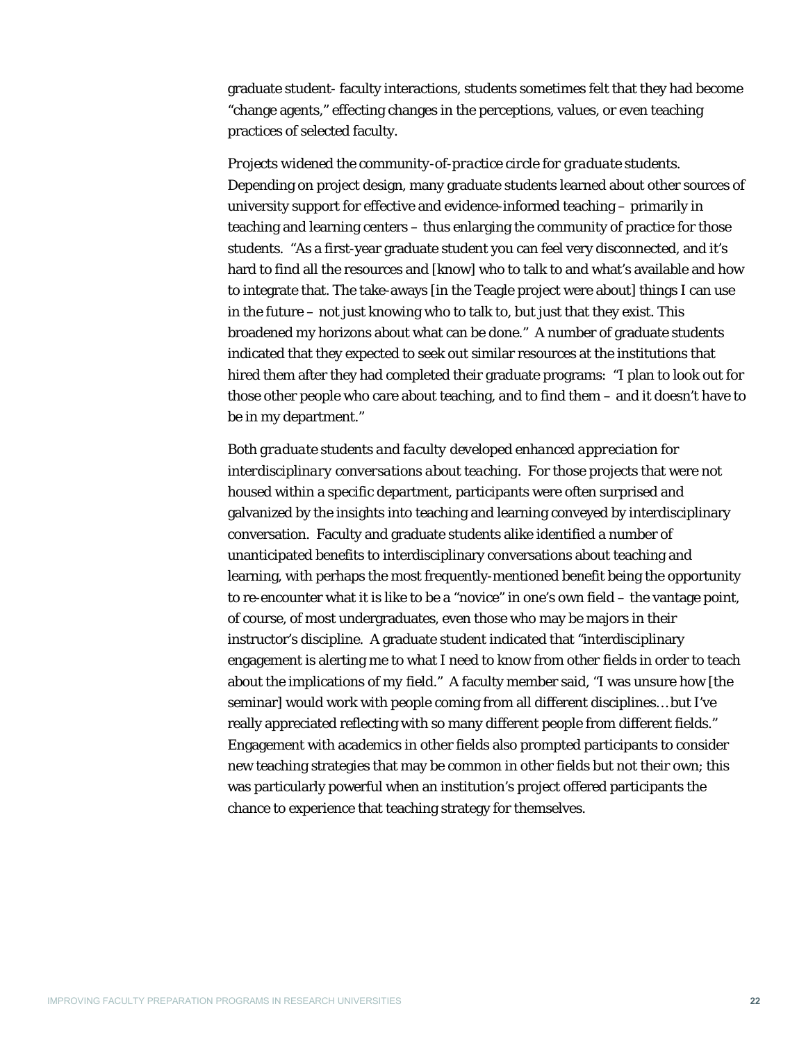graduate student- faculty interactions, students sometimes felt that they had become "change agents," effecting changes in the perceptions, values, or even teaching practices of selected faculty.

*Projects widened the community-of-practice circle for graduate* students. Depending on project design, many graduate students learned about other sources of university support for effective and evidence-informed teaching – primarily in teaching and learning centers – thus enlarging the community of practice for those students. "As a first-year graduate student you can feel very disconnected, and it's hard to find all the resources and [know] who to talk to and what's available and how to integrate that. The take-aways [in the Teagle project were about] things I can use in the future – not just knowing who to talk to, but just that they exist. This broadened my horizons about what can be done." A number of graduate students indicated that they expected to seek out similar resources at the institutions that hired them after they had completed their graduate programs: "I plan to look out for those other people who care about teaching, and to find them – and it doesn't have to be in my department."

*Both graduate students and faculty developed enhanced appreciation for interdisciplinary conversations about teaching.* For those projects that were not housed within a specific department, participants were often surprised and galvanized by the insights into teaching and learning conveyed by interdisciplinary conversation. Faculty and graduate students alike identified a number of unanticipated benefits to interdisciplinary conversations about teaching and learning, with perhaps the most frequently-mentioned benefit being the opportunity to re-encounter what it is like to be a "novice" in one's own field – the vantage point, of course, of most undergraduates, even those who may be majors in their instructor's discipline. A graduate student indicated that "interdisciplinary engagement is alerting me to what I need to know from other fields in order to teach about the implications of my field." A faculty member said, "I was unsure how [the seminar] would work with people coming from all different disciplines…but I've really appreciated reflecting with so many different people from different fields." Engagement with academics in other fields also prompted participants to consider new teaching strategies that may be common in other fields but not their own; this was particularly powerful when an institution's project offered participants the chance to experience that teaching strategy for themselves.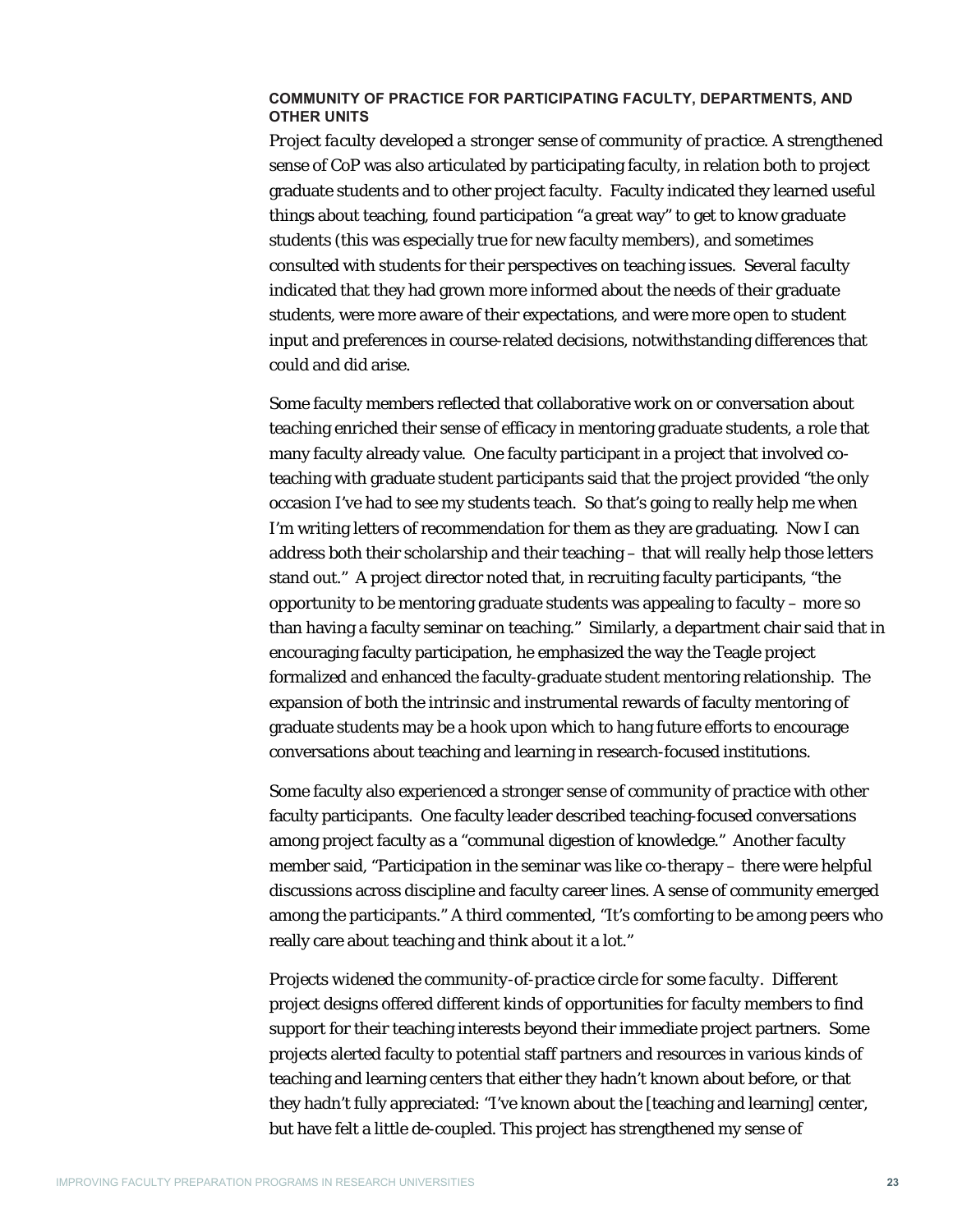#### COMMUNITY OF PRACTICE FOR PARTICIPATING FACULTY, DEPARTMENTS, AND OTHER UNITS

*Project faculty developed a stronger sense of community of practice.* A strengthened sense of CoP was also articulated by participating faculty, in relation both to project graduate students and to other project faculty. Faculty indicated they learned useful things about teaching, found participation "a great way" to get to know graduate students (this was especially true for new faculty members), and sometimes consulted with students for their perspectives on teaching issues. Several faculty indicated that they had grown more informed about the needs of their graduate students, were more aware of their expectations, and were more open to student input and preferences in course-related decisions, notwithstanding differences that could and did arise.

Some faculty members reflected that collaborative work on or conversation about teaching enriched their sense of efficacy in mentoring graduate students, a role that many faculty already value. One faculty participant in a project that involved co-teaching with graduate student participants said that the project provided "the only occasion I've had to see my students teach. So that's going to really help me when I'm writing letters of recommendation for them as they are graduating. Now I can address both their scholarship *and* their teaching – that will really help those letters stand out." A project director noted that, in recruiting faculty participants, "the opportunity to be mentoring graduate students was appealing to faculty – more so than having a faculty seminar on teaching." Similarly, a department chair said that in encouraging faculty participation, he emphasized the way the Teagle project formalized and enhanced the faculty-graduate student mentoring relationship. The expansion of both the intrinsic and instrumental rewards of faculty mentoring of graduate students may be a hook upon which to hang future efforts to encourage conversations about teaching and learning in research-focused institutions.

Some faculty also experienced a stronger sense of community of practice with other faculty participants. One faculty leader described teaching-focused conversations among project faculty as a "communal digestion of knowledge." Another faculty member said, "Participation in the seminar was like co-therapy – there were helpful discussions across discipline and faculty career lines. A sense of community emerged among the participants." A third commented, "It's comforting to be among peers who really care about teaching and think about it a lot."

*Projects widened the community-of-practice circle for some faculty.* Different project designs offered different kinds of opportunities for faculty members to find support for their teaching interests beyond their immediate project partners. Some projects alerted faculty to potential staff partners and resources in various kinds of teaching and learning centers that either they hadn't known about before, or that they hadn't fully appreciated: "I've known about the [teaching and learning] center, but have felt a little de-coupled. This project has strengthened my sense of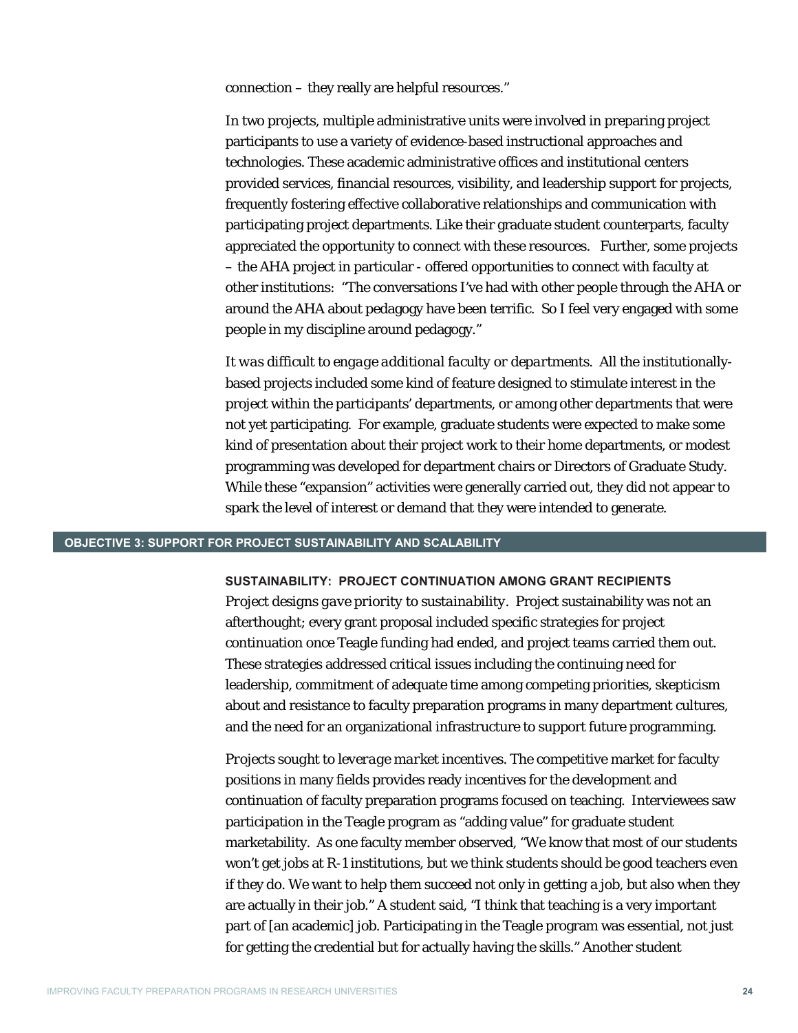connection – they really are helpful resources."

In two projects, multiple administrative units were involved in preparing project participants to use a variety of evidence-based instructional approaches and technologies. These academic administrative offices and institutional centers provided services, financial resources, visibility, and leadership support for projects, frequently fostering effective collaborative relationships and communication with participating project departments. Like their graduate student counterparts, faculty appreciated the opportunity to connect with these resources. Further, some projects – the AHA project in particular - offered opportunities to connect with faculty at other institutions: "The conversations I've had with other people through the AHA or around the AHA about pedagogy have been terrific. So I feel very engaged with some people in my discipline around pedagogy."

*It was difficult to engage additional faculty or departments.* All the institutionally-based projects included some kind of feature designed to stimulate interest in the project within the participants' departments, or among other departments that were not yet participating. For example, graduate students were expected to make some kind of presentation about their project work to their home departments, or modest programming was developed for department chairs or Directors of Graduate Study. While these "expansion" activities were generally carried out, they did not appear to spark the level of interest or demand that they were intended to generate.

## OBJECTIVE 3: SUPPORT FOR PROJECT SUSTAINABILITY AND SCALABILITY

### SUSTAINABILITY: PROJECT CONTINUATION AMONG GRANT RECIPIENTS

*Project designs gave priority to sustainability.* Project sustainability was not an afterthought; every grant proposal included specific strategies for project continuation once Teagle funding had ended, and project teams carried them out. These strategies addressed critical issues including the continuing need for leadership, commitment of adequate time among competing priorities, skepticism about and resistance to faculty preparation programs in many department cultures, and the need for an organizational infrastructure to support future programming.

*Projects sought to leverage market incentives.* The competitive market for faculty positions in many fields provides ready incentives for the development and continuation of faculty preparation programs focused on teaching. Interviewees saw participation in the Teagle program as "adding value" for graduate student marketability. As one faculty member observed, "We know that most of our students won't get jobs at R-1 institutions, but we think students should be good teachers even if they do. We want to help them succeed not only in getting a job, but also when they are actually in their job." A student said, "I think that teaching is a very important part of [an academic] job. Participating in the Teagle program was essential, not just for getting the credential but for actually having the skills." Another student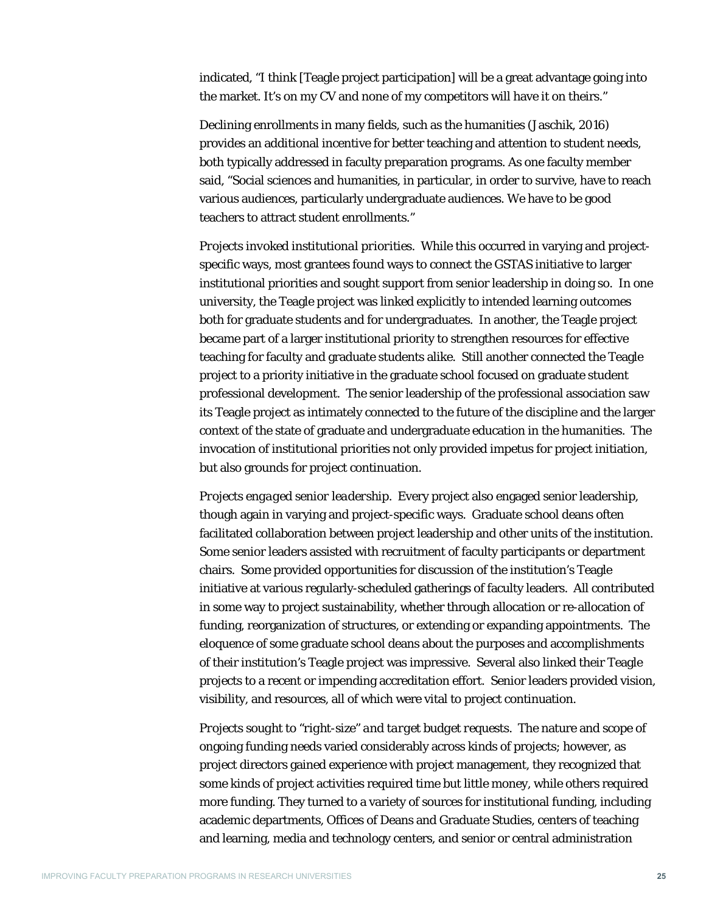indicated, "I think [Teagle project participation] will be a great advantage going into the market. It's on my CV and none of my competitors will have it on theirs."

Declining enrollments in many fields, such as the humanities (Jaschik, 2016) provides an additional incentive for better teaching and attention to student needs, both typically addressed in faculty preparation programs. As one faculty member said, "Social sciences and humanities, in particular, in order to survive, have to reach various audiences, particularly undergraduate audiences. We have to be good teachers to attract student enrollments."

*Projects invoked institutional priorities.* While this occurred in varying and project-specific ways, most grantees found ways to connect the GSTAS initiative to larger institutional priorities and sought support from senior leadership in doing so. In one university, the Teagle project was linked explicitly to intended learning outcomes both for graduate students and for undergraduates. In another, the Teagle project became part of a larger institutional priority to strengthen resources for effective teaching for faculty and graduate students alike. Still another connected the Teagle project to a priority initiative in the graduate school focused on graduate student professional development. The senior leadership of the professional association saw its Teagle project as intimately connected to the future of the discipline and the larger context of the state of graduate and undergraduate education in the humanities. The invocation of institutional priorities not only provided impetus for project initiation, but also grounds for project continuation.

*Projects engaged senior leadership.* Every project also engaged senior leadership, though again in varying and project-specific ways. Graduate school deans often facilitated collaboration between project leadership and other units of the institution. Some senior leaders assisted with recruitment of faculty participants or department chairs. Some provided opportunities for discussion of the institution's Teagle initiative at various regularly-scheduled gatherings of faculty leaders. All contributed in some way to project sustainability, whether through allocation or re-allocation of funding, reorganization of structures, or extending or expanding appointments. The eloquence of some graduate school deans about the purposes and accomplishments of their institution's Teagle project was impressive. Several also linked their Teagle projects to a recent or impending accreditation effort. Senior leaders provided vision, visibility, and resources, all of which were vital to project continuation.

*Projects sought to "right-size" and target budget requests.* The nature and scope of ongoing funding needs varied considerably across kinds of projects; however, as project directors gained experience with project management, they recognized that some kinds of project activities required time but little money, while others required more funding. They turned to a variety of sources for institutional funding, including academic departments, Offices of Deans and Graduate Studies, centers of teaching and learning, media and technology centers, and senior or central administration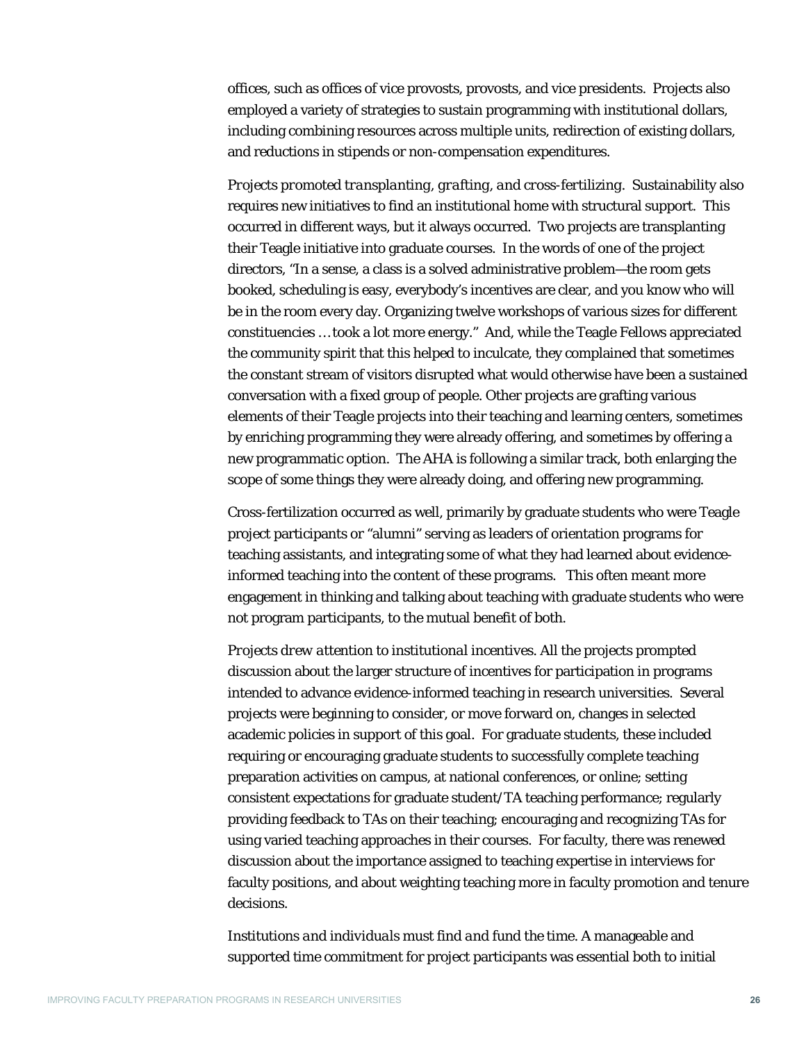offices, such as offices of vice provosts, provosts, and vice presidents. Projects also employed a variety of strategies to sustain programming with institutional dollars, including combining resources across multiple units, redirection of existing dollars, and reductions in stipends or non-compensation expenditures.

*Projects promoted transplanting, grafting, and cross-fertilizing.* Sustainability also requires new initiatives to find an institutional home with structural support. This occurred in different ways, but it always occurred. Two projects are transplanting their Teagle initiative into graduate courses. In the words of one of the project directors, "In a sense, a class is a solved administrative problem—the room gets booked, scheduling is easy, everybody's incentives are clear, and you know who will be in the room every day. Organizing twelve workshops of various sizes for different constituencies … took a lot more energy." And, while the Teagle Fellows appreciated the community spirit that this helped to inculcate, they complained that sometimes the constant stream of visitors disrupted what would otherwise have been a sustained conversation with a fixed group of people. Other projects are grafting various elements of their Teagle projects into their teaching and learning centers, sometimes by enriching programming they were already offering, and sometimes by offering a new programmatic option. The AHA is following a similar track, both enlarging the scope of some things they were already doing, and offering new programming.

Cross-fertilization occurred as well, primarily by graduate students who were Teagle project participants or "alumni" serving as leaders of orientation programs for teaching assistants, and integrating some of what they had learned about evidence-informed teaching into the content of these programs. This often meant more engagement in thinking and talking about teaching with graduate students who were not program participants, to the mutual benefit of both.

*Projects drew attention to institutional incentives.* All the projects prompted discussion about the larger structure of incentives for participation in programs intended to advance evidence-informed teaching in research universities. Several projects were beginning to consider, or move forward on, changes in selected academic policies in support of this goal. For graduate students, these included requiring or encouraging graduate students to successfully complete teaching preparation activities on campus, at national conferences, or online; setting consistent expectations for graduate student/TA teaching performance; regularly providing feedback to TAs on their teaching; encouraging and recognizing TAs for using varied teaching approaches in their courses. For faculty, there was renewed discussion about the importance assigned to teaching expertise in interviews for faculty positions, and about weighting teaching more in faculty promotion and tenure decisions.

*Institutions and individuals must find and fund the time.* A manageable and supported time commitment for project participants was essential both to initial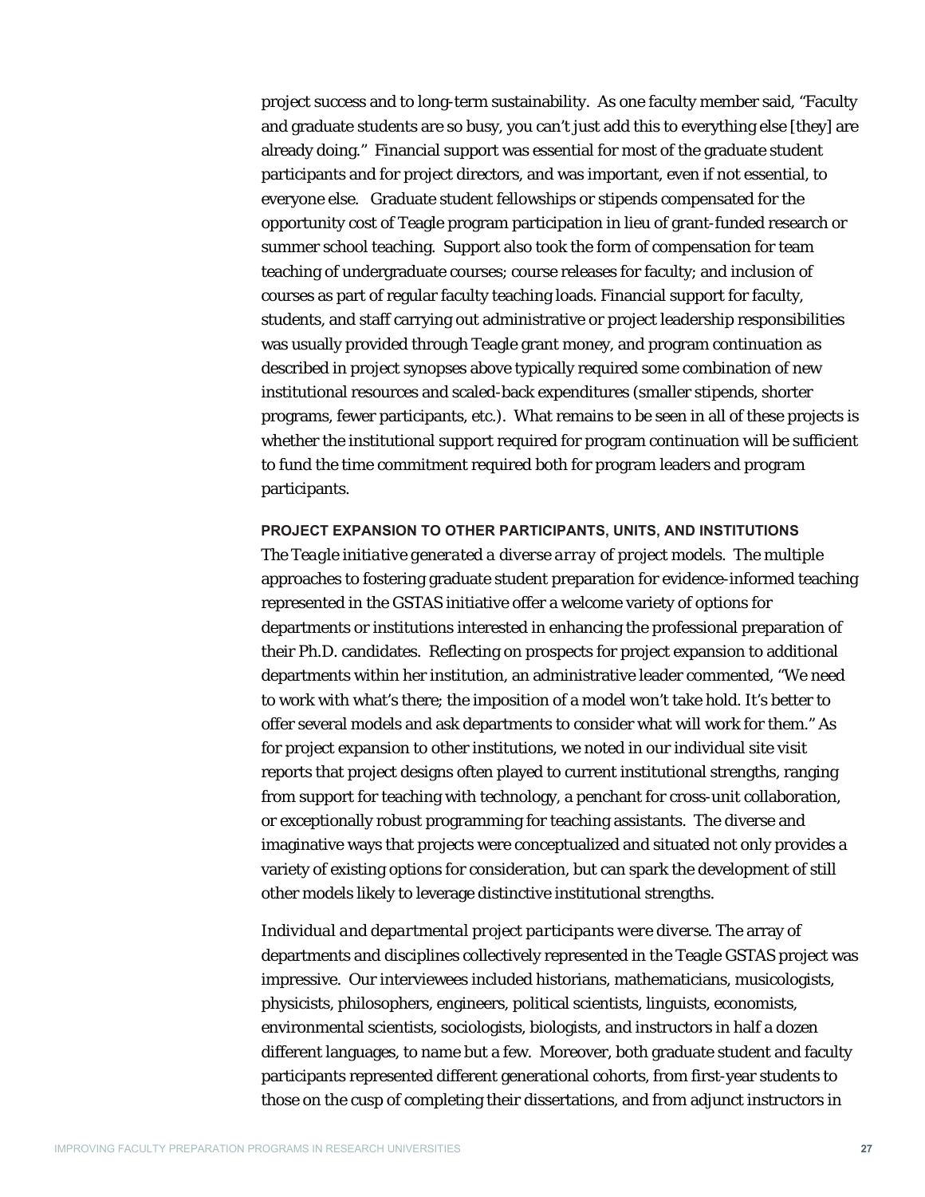project success and to long-term sustainability. As one faculty member said, "Faculty and graduate students are so busy, you can't just add this to everything else [they] are already doing." Financial support was essential for most of the graduate student participants and for project directors, and was important, even if not essential, to everyone else. Graduate student fellowships or stipends compensated for the opportunity cost of Teagle program participation in lieu of grant-funded research or summer school teaching. Support also took the form of compensation for team teaching of undergraduate courses; course releases for faculty; and inclusion of courses as part of regular faculty teaching loads. Financial support for faculty, students, and staff carrying out administrative or project leadership responsibilities was usually provided through Teagle grant money, and program continuation as described in project synopses above typically required some combination of new institutional resources and scaled-back expenditures (smaller stipends, shorter programs, fewer participants, etc.). What remains to be seen in all of these projects is whether the institutional support required for program continuation will be sufficient to fund the time commitment required both for program leaders and program participants.

### PROJECT EXPANSION TO OTHER PARTICIPANTS, UNITS, AND INSTITUTIONS

*The Teagle initiative generated a diverse array of project models.* The multiple approaches to fostering graduate student preparation for evidence-informed teaching represented in the GSTAS initiative offer a welcome variety of options for departments or institutions interested in enhancing the professional preparation of their Ph.D. candidates. Reflecting on prospects for project expansion to additional departments within her institution, an administrative leader commented, "We need to work with what's there; the imposition of a model won't take hold. It's better to offer several models and ask departments to consider what will work for them." As for project expansion to other institutions, we noted in our individual site visit reports that project designs often played to current institutional strengths, ranging from support for teaching with technology, a penchant for cross-unit collaboration, or exceptionally robust programming for teaching assistants. The diverse and imaginative ways that projects were conceptualized and situated not only provides a variety of existing options for consideration, but can spark the development of still other models likely to leverage distinctive institutional strengths.

*Individual and departmental project participants were diverse.* The array of departments and disciplines collectively represented in the Teagle GSTAS project was impressive. Our interviewees included historians, mathematicians, musicologists, physicists, philosophers, engineers, political scientists, linguists, economists, environmental scientists, sociologists, biologists, and instructors in half a dozen different languages, to name but a few. Moreover, both graduate student and faculty participants represented different generational cohorts, from first-year students to those on the cusp of completing their dissertations, and from adjunct instructors in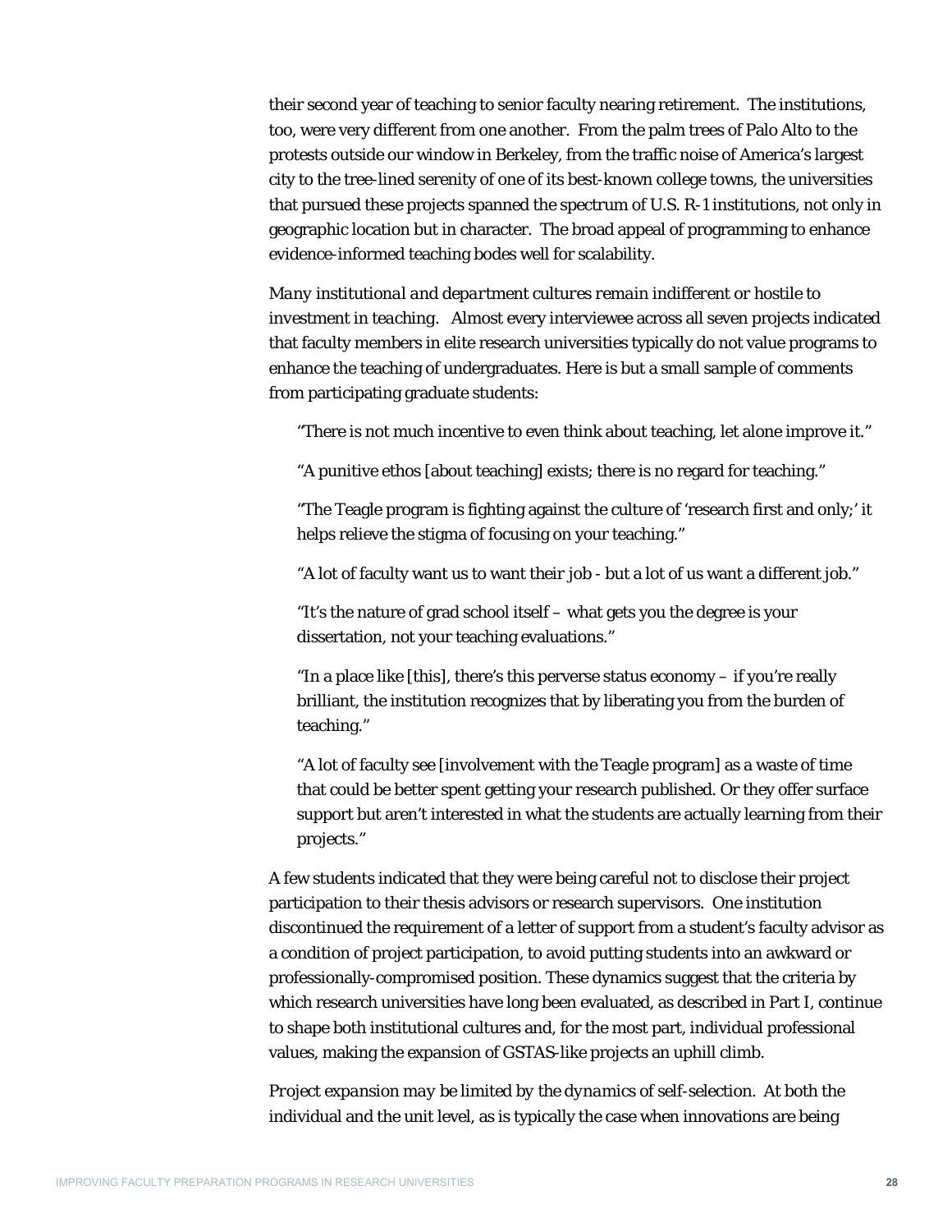their second year of teaching to senior faculty nearing retirement. The institutions, too, were very different from one another. From the palm trees of Palo Alto to the protests outside our window in Berkeley, from the traffic noise of America's largest city to the tree-lined serenity of one of its best-known college towns, the universities that pursued these projects spanned the spectrum of U.S. R-1 institutions, not only in geographic location but in character. The broad appeal of programming to enhance evidence-informed teaching bodes well for scalability.

*Many institutional and department cultures remain indifferent or hostile to investment in teaching.* Almost every interviewee across all seven projects indicated that faculty members in elite research universities typically do not value programs to enhance the teaching of undergraduates. Here is but a small sample of comments from participating graduate students:

> "There is not much incentive to even think about teaching, let alone improve it."
>
> "A punitive ethos [about teaching] exists; there is no regard for teaching."
>
> "The Teagle program is fighting against the culture of 'research first and only;' it helps relieve the stigma of focusing on your teaching."
>
> "A lot of faculty want us to want their job - but a lot of us want a different job."
>
> "It's the nature of grad school itself – what gets you the degree is your dissertation, not your teaching evaluations."
>
> "In a place like [this], there's this perverse status economy – if you're really brilliant, the institution recognizes that by liberating you from the burden of teaching."
>
> "A lot of faculty see [involvement with the Teagle program] as a waste of time that could be better spent getting your research published. Or they offer surface support but aren't interested in what the students are actually learning from their projects."

A few students indicated that they were being careful not to disclose their project participation to their thesis advisors or research supervisors. One institution discontinued the requirement of a letter of support from a student's faculty advisor as a condition of project participation, to avoid putting students into an awkward or professionally-compromised position. These dynamics suggest that the criteria by which research universities have long been evaluated, as described in Part I, continue to shape both institutional cultures and, for the most part, individual professional values, making the expansion of GSTAS-like projects an uphill climb.

*Project expansion may be limited by the dynamics of self-selection.* At both the individual and the unit level, as is typically the case when innovations are being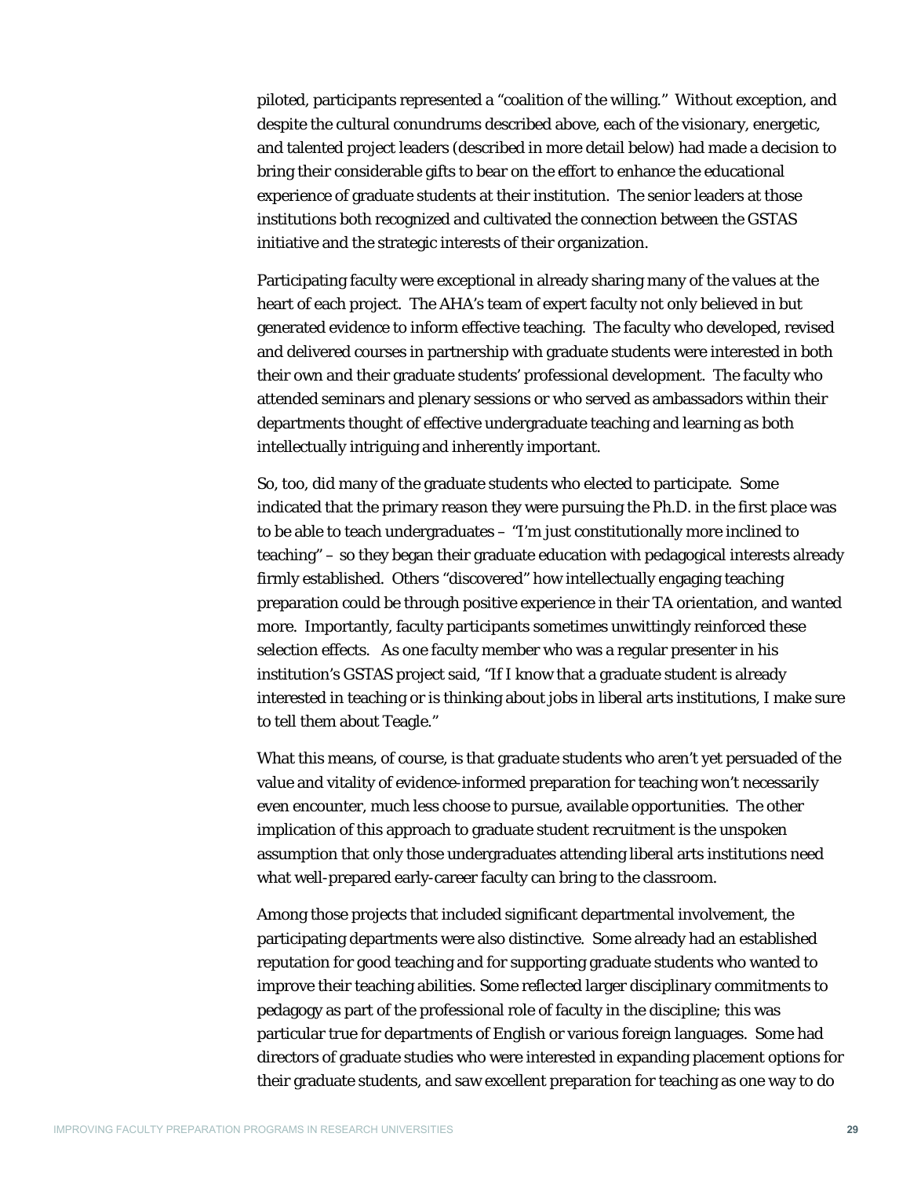piloted, participants represented a "coalition of the willing." Without exception, and despite the cultural conundrums described above, each of the visionary, energetic, and talented project leaders (described in more detail below) had made a decision to bring their considerable gifts to bear on the effort to enhance the educational experience of graduate students at their institution. The senior leaders at those institutions both recognized and cultivated the connection between the GSTAS initiative and the strategic interests of their organization.

Participating faculty were exceptional in already sharing many of the values at the heart of each project. The AHA's team of expert faculty not only believed in but generated evidence to inform effective teaching. The faculty who developed, revised and delivered courses in partnership with graduate students were interested in both their own and their graduate students' professional development. The faculty who attended seminars and plenary sessions or who served as ambassadors within their departments thought of effective undergraduate teaching and learning as both intellectually intriguing and inherently important.

So, too, did many of the graduate students who elected to participate. Some indicated that the primary reason they were pursuing the Ph.D. in the first place was to be able to teach undergraduates – "I'm just constitutionally more inclined to teaching" – so they began their graduate education with pedagogical interests already firmly established. Others "discovered" how intellectually engaging teaching preparation could be through positive experience in their TA orientation, and wanted more. Importantly, faculty participants sometimes unwittingly reinforced these selection effects. As one faculty member who was a regular presenter in his institution's GSTAS project said, "If I know that a graduate student is already interested in teaching or is thinking about jobs in liberal arts institutions, I make sure to tell them about Teagle."

What this means, of course, is that graduate students who aren't yet persuaded of the value and vitality of evidence-informed preparation for teaching won't necessarily even encounter, much less choose to pursue, available opportunities. The other implication of this approach to graduate student recruitment is the unspoken assumption that only those undergraduates attending liberal arts institutions need what well-prepared early-career faculty can bring to the classroom.

Among those projects that included significant departmental involvement, the participating departments were also distinctive. Some already had an established reputation for good teaching and for supporting graduate students who wanted to improve their teaching abilities. Some reflected larger disciplinary commitments to pedagogy as part of the professional role of faculty in the discipline; this was particular true for departments of English or various foreign languages. Some had directors of graduate studies who were interested in expanding placement options for their graduate students, and saw excellent preparation for teaching as one way to do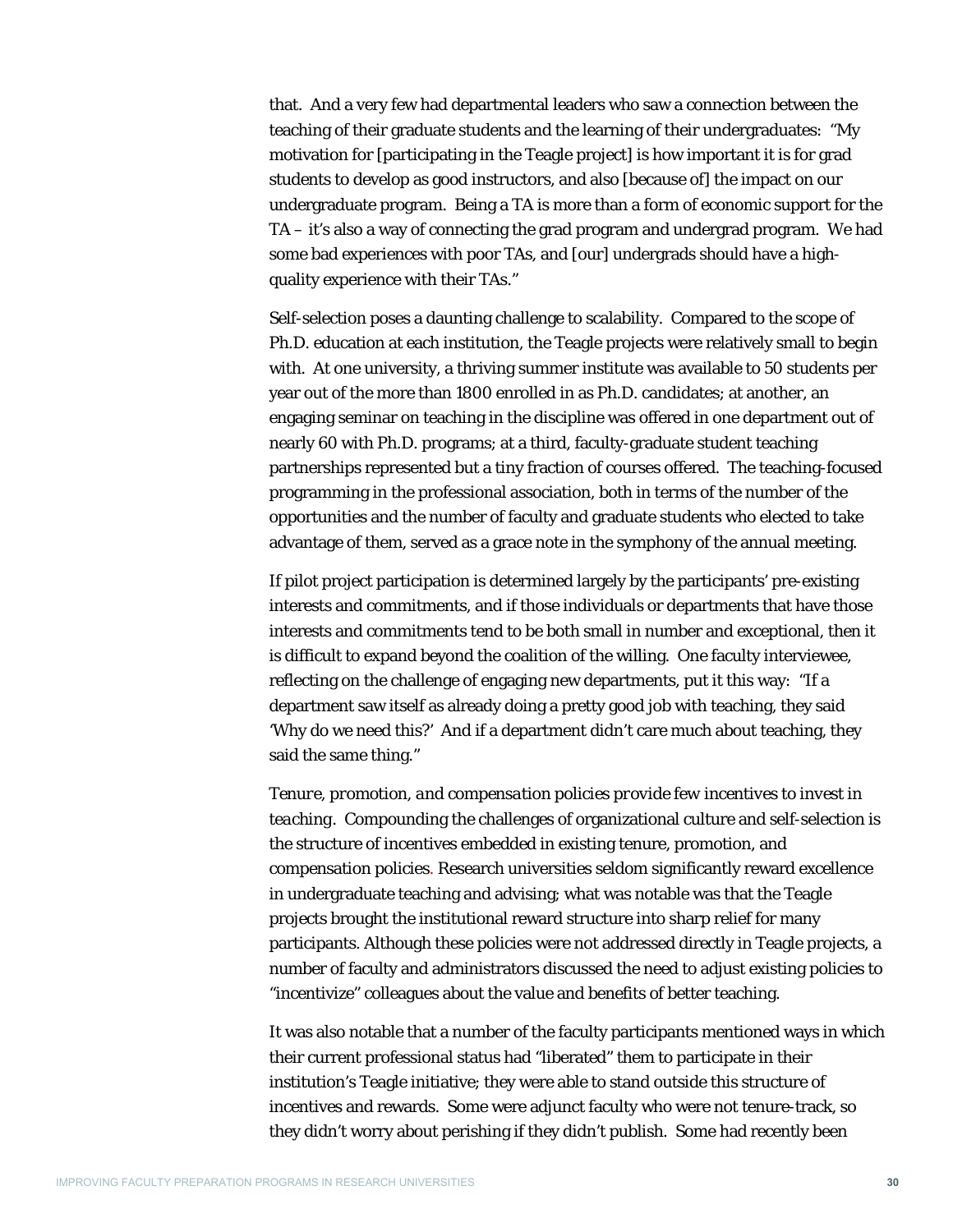that. And a very few had departmental leaders who saw a connection between the teaching of their graduate students and the learning of their undergraduates: "My motivation for [participating in the Teagle project] is how important it is for grad students to develop as good instructors, and also [because of] the impact on our undergraduate program. Being a TA is more than a form of economic support for the TA – it's also a way of connecting the grad program and undergrad program. We had some bad experiences with poor TAs, and [our] undergrads should have a high-quality experience with their TAs."

Self-selection poses a daunting challenge to scalability. Compared to the scope of Ph.D. education at each institution, the Teagle projects were relatively small to begin with. At one university, a thriving summer institute was available to 50 students per year out of the more than 1800 enrolled in as Ph.D. candidates; at another, an engaging seminar on teaching in the discipline was offered in one department out of nearly 60 with Ph.D. programs; at a third, faculty-graduate student teaching partnerships represented but a tiny fraction of courses offered. The teaching-focused programming in the professional association, both in terms of the number of the opportunities and the number of faculty and graduate students who elected to take advantage of them, served as a grace note in the symphony of the annual meeting.

If pilot project participation is determined largely by the participants' pre-existing interests and commitments, and if those individuals or departments that have those interests and commitments tend to be both small in number and exceptional, then it is difficult to expand beyond the coalition of the willing. One faculty interviewee, reflecting on the challenge of engaging new departments, put it this way: "If a department saw itself as already doing a pretty good job with teaching, they said 'Why do we need this?' And if a department didn't care much about teaching, they said the same thing."

*Tenure, promotion, and compensation policies provide few incentives to invest in teaching.* Compounding the challenges of organizational culture and self-selection is the structure of incentives embedded in existing tenure, promotion, and compensation policies. Research universities seldom significantly reward excellence in undergraduate teaching and advising; what was notable was that the Teagle projects brought the institutional reward structure into sharp relief for many participants. Although these policies were not addressed directly in Teagle projects, a number of faculty and administrators discussed the need to adjust existing policies to "incentivize" colleagues about the value and benefits of better teaching.

It was also notable that a number of the faculty participants mentioned ways in which their current professional status had "liberated" them to participate in their institution's Teagle initiative; they were able to stand outside this structure of incentives and rewards. Some were adjunct faculty who were not tenure-track, so they didn't worry about perishing if they didn't publish. Some had recently been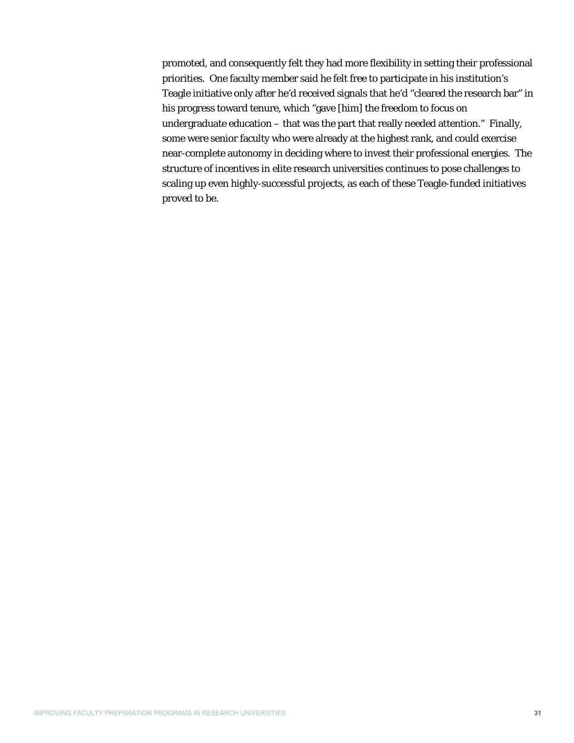promoted, and consequently felt they had more flexibility in setting their professional priorities. One faculty member said he felt free to participate in his institution's Teagle initiative only after he'd received signals that he'd "cleared the research bar" in his progress toward tenure, which "gave [him] the freedom to focus on undergraduate education – that was the part that really needed attention." Finally, some were senior faculty who were already at the highest rank, and could exercise near-complete autonomy in deciding where to invest their professional energies. The structure of incentives in elite research universities continues to pose challenges to scaling up even highly-successful projects, as each of these Teagle-funded initiatives proved to be.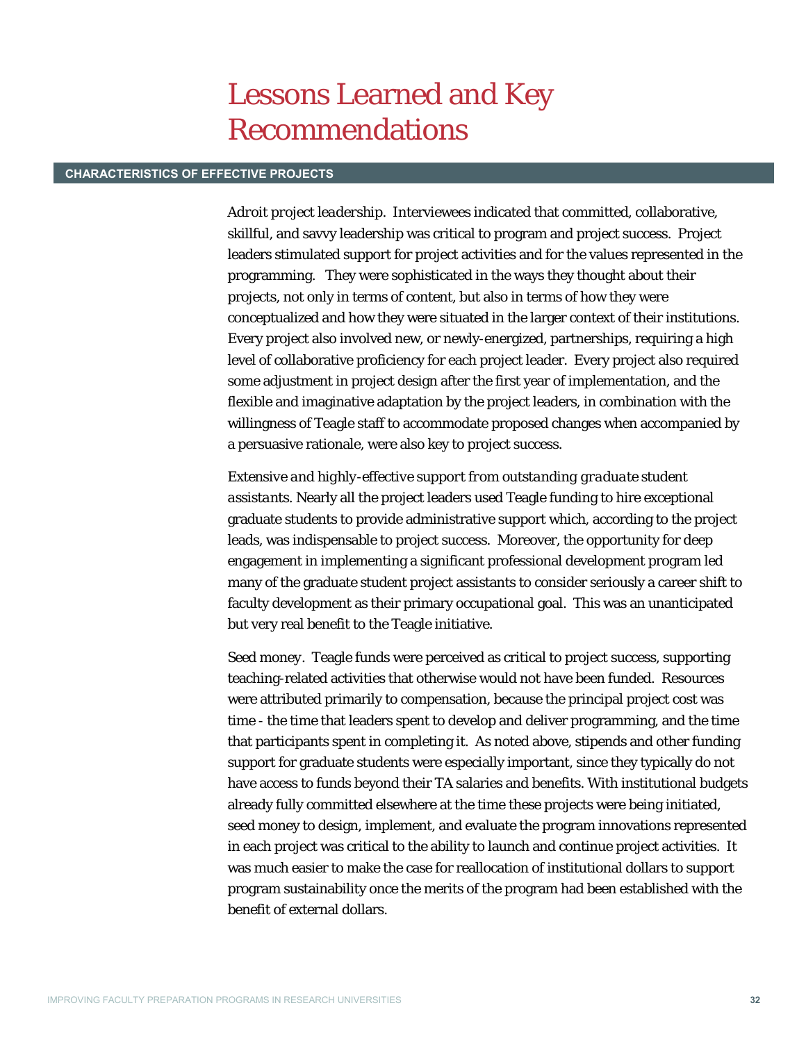# Lessons Learned and Key Recommendations

## CHARACTERISTICS OF EFFECTIVE PROJECTS

*Adroit project leadership.* Interviewees indicated that committed, collaborative, skillful, and savvy leadership was critical to program and project success. Project leaders stimulated support for project activities and for the values represented in the programming. They were sophisticated in the ways they thought about their projects, not only in terms of content, but also in terms of how they were conceptualized and how they were situated in the larger context of their institutions. Every project also involved new, or newly-energized, partnerships, requiring a high level of collaborative proficiency for each project leader. Every project also required some adjustment in project design after the first year of implementation, and the flexible and imaginative adaptation by the project leaders, in combination with the willingness of Teagle staff to accommodate proposed changes when accompanied by a persuasive rationale, were also key to project success.

*Extensive and highly-effective support from outstanding graduate student assistants.* Nearly all the project leaders used Teagle funding to hire exceptional graduate students to provide administrative support which, according to the project leads, was indispensable to project success. Moreover, the opportunity for deep engagement in implementing a significant professional development program led many of the graduate student project assistants to consider seriously a career shift to faculty development as their primary occupational goal. This was an unanticipated but very real benefit to the Teagle initiative.

*Seed money.* Teagle funds were perceived as critical to project success, supporting teaching-related activities that otherwise would not have been funded. Resources were attributed primarily to compensation, because the principal project cost was time - the time that leaders spent to develop and deliver programming, and the time that participants spent in completing it. As noted above, stipends and other funding support for graduate students were especially important, since they typically do not have access to funds beyond their TA salaries and benefits. With institutional budgets already fully committed elsewhere at the time these projects were being initiated, seed money to design, implement, and evaluate the program innovations represented in each project was critical to the ability to launch and continue project activities. It was much easier to make the case for reallocation of institutional dollars to support program sustainability once the merits of the program had been established with the benefit of external dollars.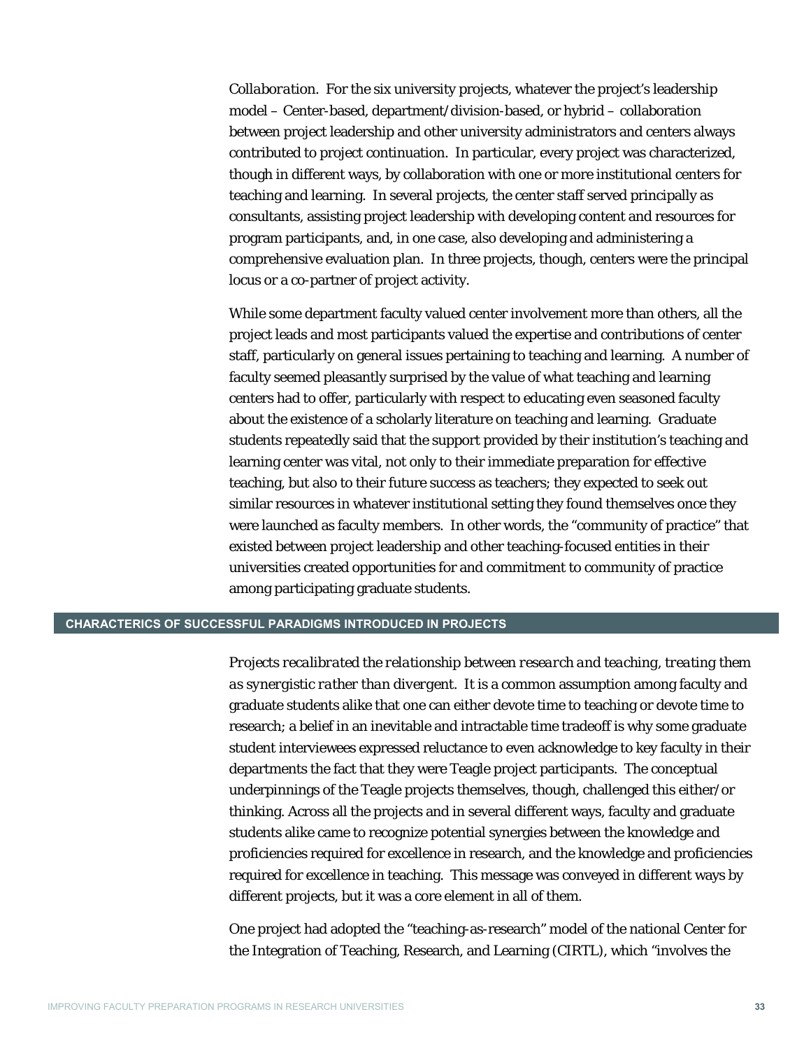*Collaboration.* For the six university projects, whatever the project's leadership model – Center-based, department/division-based, or hybrid – collaboration between project leadership and other university administrators and centers always contributed to project continuation. In particular, every project was characterized, though in different ways, by collaboration with one or more institutional centers for teaching and learning. In several projects, the center staff served principally as consultants, assisting project leadership with developing content and resources for program participants, and, in one case, also developing and administering a comprehensive evaluation plan. In three projects, though, centers were the principal locus or a co-partner of project activity.

While some department faculty valued center involvement more than others, all the project leads and most participants valued the expertise and contributions of center staff, particularly on general issues pertaining to teaching and learning. A number of faculty seemed pleasantly surprised by the value of what teaching and learning centers had to offer, particularly with respect to educating even seasoned faculty about the existence of a scholarly literature on teaching and learning. Graduate students repeatedly said that the support provided by their institution's teaching and learning center was vital, not only to their immediate preparation for effective teaching, but also to their future success as teachers; they expected to seek out similar resources in whatever institutional setting they found themselves once they were launched as faculty members. In other words, the "community of practice" that existed between project leadership and other teaching-focused entities in their universities created opportunities for and commitment to community of practice among participating graduate students.

## CHARACTERICS OF SUCCESSFUL PARADIGMS INTRODUCED IN PROJECTS

*Projects recalibrated the relationship between research and teaching, treating them as synergistic rather than divergent.* It is a common assumption among faculty and graduate students alike that one can either devote time to teaching or devote time to research; a belief in an inevitable and intractable time tradeoff is why some graduate student interviewees expressed reluctance to even acknowledge to key faculty in their departments the fact that they were Teagle project participants. The conceptual underpinnings of the Teagle projects themselves, though, challenged this either/or thinking. Across all the projects and in several different ways, faculty and graduate students alike came to recognize potential synergies between the knowledge and proficiencies required for excellence in research, and the knowledge and proficiencies required for excellence in teaching. This message was conveyed in different ways by different projects, but it was a core element in all of them.

One project had adopted the "teaching-as-research" model of the national Center for the Integration of Teaching, Research, and Learning (CIRTL), which "involves the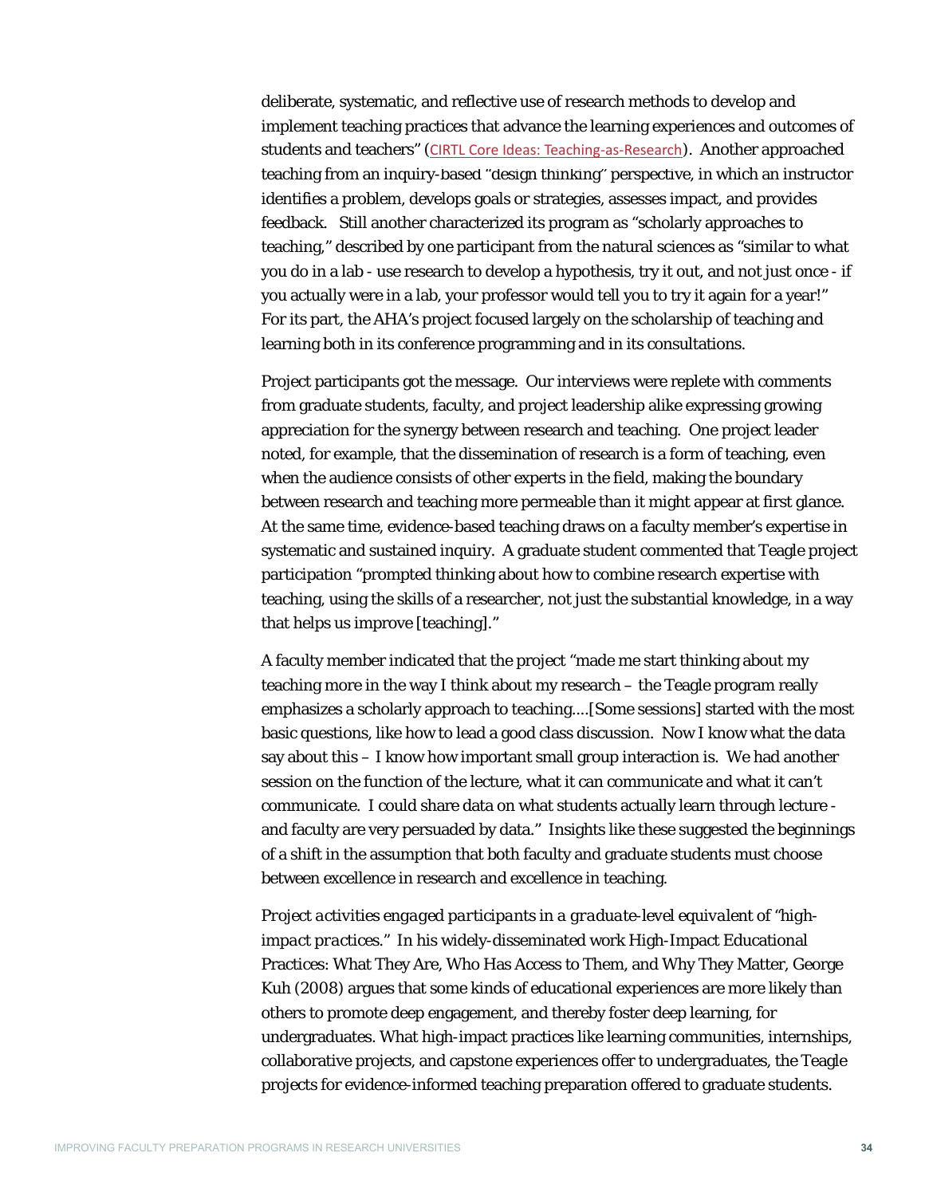deliberate, systematic, and reflective use of research methods to develop and implement teaching practices that advance the learning experiences and outcomes of students and teachers" (CIRTL Core Ideas: Teaching-as-Research). Another approached teaching from an inquiry-based "design thinking" perspective, in which an instructor identifies a problem, develops goals or strategies, assesses impact, and provides feedback. Still another characterized its program as "scholarly approaches to teaching," described by one participant from the natural sciences as "similar to what you do in a lab - use research to develop a hypothesis, try it out, and not just once - if you actually were in a lab, your professor would tell you to try it again for a year!" For its part, the AHA's project focused largely on the scholarship of teaching and learning both in its conference programming and in its consultations.

Project participants got the message. Our interviews were replete with comments from graduate students, faculty, and project leadership alike expressing growing appreciation for the synergy between research and teaching. One project leader noted, for example, that the dissemination of research is a form of teaching, even when the audience consists of other experts in the field, making the boundary between research and teaching more permeable than it might appear at first glance. At the same time, evidence-based teaching draws on a faculty member's expertise in systematic and sustained inquiry. A graduate student commented that Teagle project participation "prompted thinking about how to combine research expertise with teaching, using the skills of a researcher, not just the substantial knowledge, in a way that helps us improve [teaching]."

A faculty member indicated that the project "made me start thinking about my teaching more in the way I think about my research – the Teagle program really emphasizes a scholarly approach to teaching....[Some sessions] started with the most basic questions, like how to lead a good class discussion. Now I know what the data say about this – I know how important small group interaction is. We had another session on the function of the lecture, what it can communicate and what it can't communicate. I could share data on what students actually learn through lecture - and faculty are very persuaded by data." Insights like these suggested the beginnings of a shift in the assumption that both faculty and graduate students must choose between excellence in research and excellence in teaching.

*Project activities engaged participants in a graduate-level equivalent of "high-impact practices."* In his widely-disseminated work High-Impact Educational Practices: What They Are, Who Has Access to Them, and Why They Matter, George Kuh (2008) argues that some kinds of educational experiences are more likely than others to promote deep engagement, and thereby foster deep learning, for undergraduates. What high-impact practices like learning communities, internships, collaborative projects, and capstone experiences offer to undergraduates, the Teagle projects for evidence-informed teaching preparation offered to graduate students.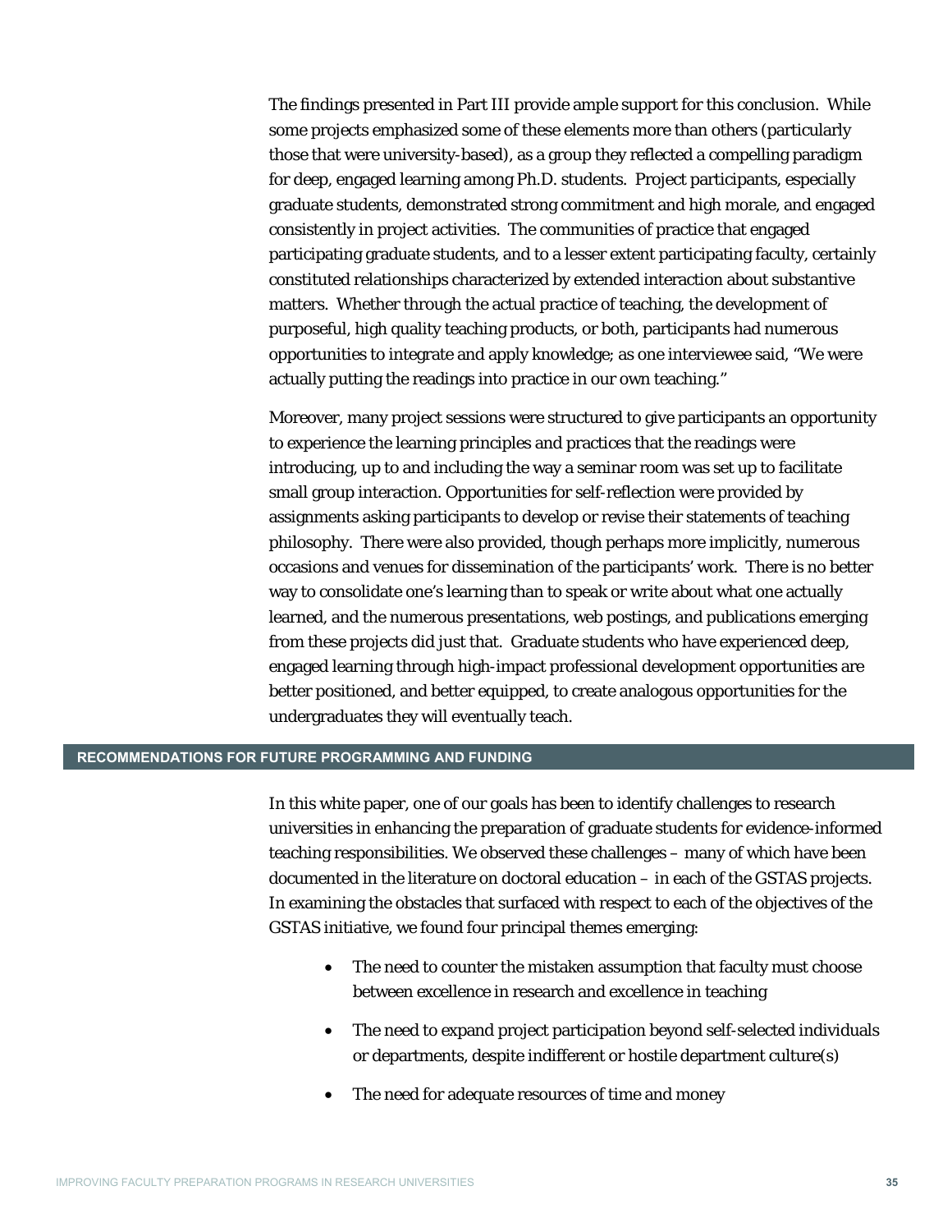The findings presented in Part III provide ample support for this conclusion. While some projects emphasized some of these elements more than others (particularly those that were university-based), as a group they reflected a compelling paradigm for deep, engaged learning among Ph.D. students. Project participants, especially graduate students, demonstrated strong commitment and high morale, and engaged consistently in project activities. The communities of practice that engaged participating graduate students, and to a lesser extent participating faculty, certainly constituted relationships characterized by extended interaction about substantive matters. Whether through the actual practice of teaching, the development of purposeful, high quality teaching products, or both, participants had numerous opportunities to integrate and apply knowledge; as one interviewee said, "We were actually putting the readings into practice in our own teaching."

Moreover, many project sessions were structured to give participants an opportunity to experience the learning principles and practices that the readings were introducing, up to and including the way a seminar room was set up to facilitate small group interaction. Opportunities for self-reflection were provided by assignments asking participants to develop or revise their statements of teaching philosophy. There were also provided, though perhaps more implicitly, numerous occasions and venues for dissemination of the participants' work. There is no better way to consolidate one's learning than to speak or write about what one actually learned, and the numerous presentations, web postings, and publications emerging from these projects did just that. Graduate students who have experienced deep, engaged learning through high-impact professional development opportunities are better positioned, and better equipped, to create analogous opportunities for the undergraduates they will eventually teach.

## RECOMMENDATIONS FOR FUTURE PROGRAMMING AND FUNDING

In this white paper, one of our goals has been to identify challenges to research universities in enhancing the preparation of graduate students for evidence-informed teaching responsibilities. We observed these challenges – many of which have been documented in the literature on doctoral education – in each of the GSTAS projects. In examining the obstacles that surfaced with respect to each of the objectives of the GSTAS initiative, we found four principal themes emerging:

- The need to counter the mistaken assumption that faculty must choose between excellence in research and excellence in teaching
- The need to expand project participation beyond self-selected individuals or departments, despite indifferent or hostile department culture(s)
- The need for adequate resources of time and money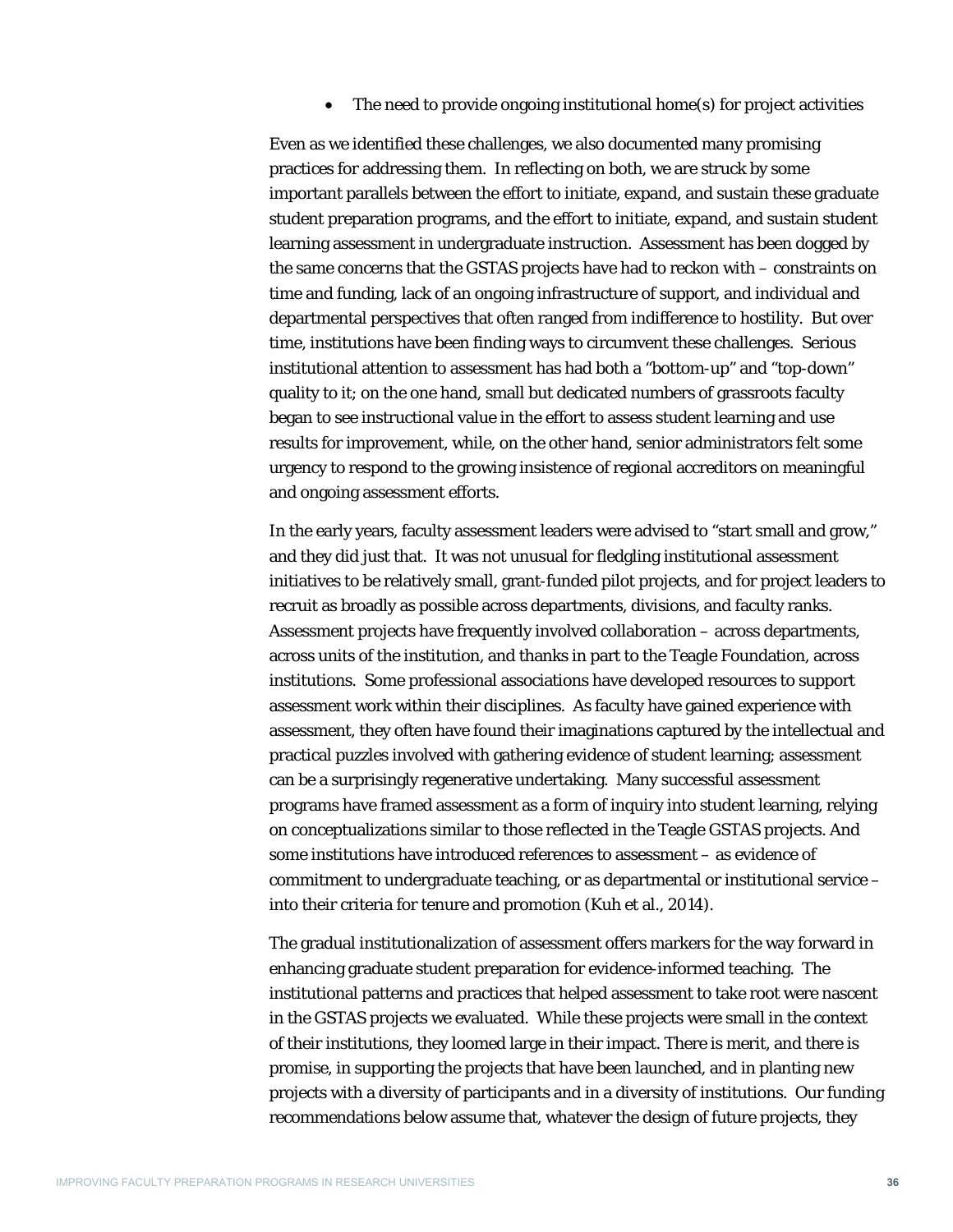- The need to provide ongoing institutional home(s) for project activities

Even as we identified these challenges, we also documented many promising practices for addressing them. In reflecting on both, we are struck by some important parallels between the effort to initiate, expand, and sustain these graduate student preparation programs, and the effort to initiate, expand, and sustain student learning assessment in undergraduate instruction. Assessment has been dogged by the same concerns that the GSTAS projects have had to reckon with – constraints on time and funding, lack of an ongoing infrastructure of support, and individual and departmental perspectives that often ranged from indifference to hostility. But over time, institutions have been finding ways to circumvent these challenges. Serious institutional attention to assessment has had both a "bottom-up" and "top-down" quality to it; on the one hand, small but dedicated numbers of grassroots faculty began to see instructional value in the effort to assess student learning and use results for improvement, while, on the other hand, senior administrators felt some urgency to respond to the growing insistence of regional accreditors on meaningful and ongoing assessment efforts.

In the early years, faculty assessment leaders were advised to "start small and grow," and they did just that. It was not unusual for fledgling institutional assessment initiatives to be relatively small, grant-funded pilot projects, and for project leaders to recruit as broadly as possible across departments, divisions, and faculty ranks. Assessment projects have frequently involved collaboration – across departments, across units of the institution, and thanks in part to the Teagle Foundation, across institutions. Some professional associations have developed resources to support assessment work within their disciplines. As faculty have gained experience with assessment, they often have found their imaginations captured by the intellectual and practical puzzles involved with gathering evidence of student learning; assessment can be a surprisingly regenerative undertaking. Many successful assessment programs have framed assessment as a form of inquiry into student learning, relying on conceptualizations similar to those reflected in the Teagle GSTAS projects. And some institutions have introduced references to assessment – as evidence of commitment to undergraduate teaching, or as departmental or institutional service – into their criteria for tenure and promotion (Kuh et al., 2014).

The gradual institutionalization of assessment offers markers for the way forward in enhancing graduate student preparation for evidence-informed teaching. The institutional patterns and practices that helped assessment to take root were nascent in the GSTAS projects we evaluated. While these projects were small in the context of their institutions, they loomed large in their impact. There is merit, and there is promise, in supporting the projects that have been launched, and in planting new projects with a diversity of participants and in a diversity of institutions. Our funding recommendations below assume that, whatever the design of future projects, they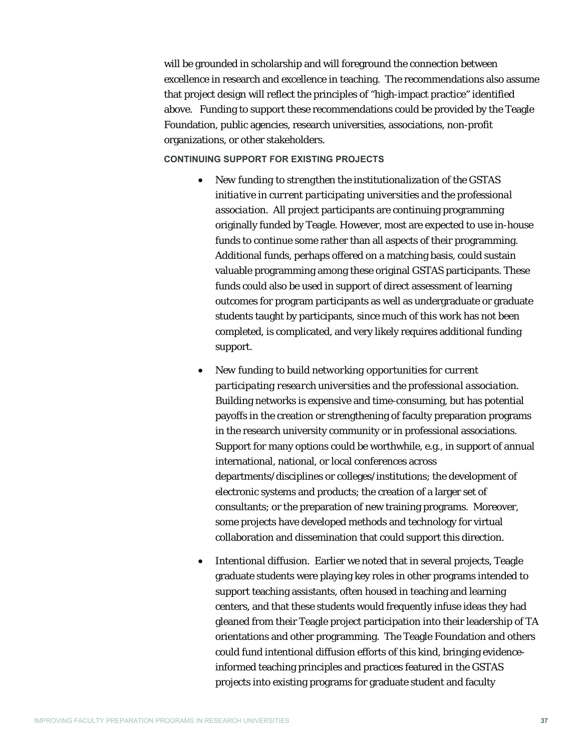will be grounded in scholarship and will foreground the connection between excellence in research and excellence in teaching. The recommendations also assume that project design will reflect the principles of "high-impact practice" identified above. Funding to support these recommendations could be provided by the Teagle Foundation, public agencies, research universities, associations, non-profit organizations, or other stakeholders.

**CONTINUING SUPPORT FOR EXISTING PROJECTS**

- *New funding to strengthen the institutionalization of the GSTAS initiative in current participating universities and the professional association.* All project participants are continuing programming originally funded by Teagle. However, most are expected to use in-house funds to continue some rather than all aspects of their programming. Additional funds, perhaps offered on a matching basis, could sustain valuable programming among these original GSTAS participants. These funds could also be used in support of direct assessment of learning outcomes for program participants as well as undergraduate or graduate students taught by participants, since much of this work has not been completed, is complicated, and very likely requires additional funding support.

- *New funding to build networking opportunities for current participating research universities and the professional association.* Building networks is expensive and time-consuming, but has potential payoffs in the creation or strengthening of faculty preparation programs in the research university community or in professional associations. Support for many options could be worthwhile, e.g., in support of annual international, national, or local conferences across departments/disciplines or colleges/institutions; the development of electronic systems and products; the creation of a larger set of consultants; or the preparation of new training programs. Moreover, some projects have developed methods and technology for virtual collaboration and dissemination that could support this direction.

- *Intentional diffusion.* Earlier we noted that in several projects, Teagle graduate students were playing key roles in other programs intended to support teaching assistants, often housed in teaching and learning centers, and that these students would frequently infuse ideas they had gleaned from their Teagle project participation into their leadership of TA orientations and other programming. The Teagle Foundation and others could fund intentional diffusion efforts of this kind, bringing evidence-informed teaching principles and practices featured in the GSTAS projects into existing programs for graduate student and faculty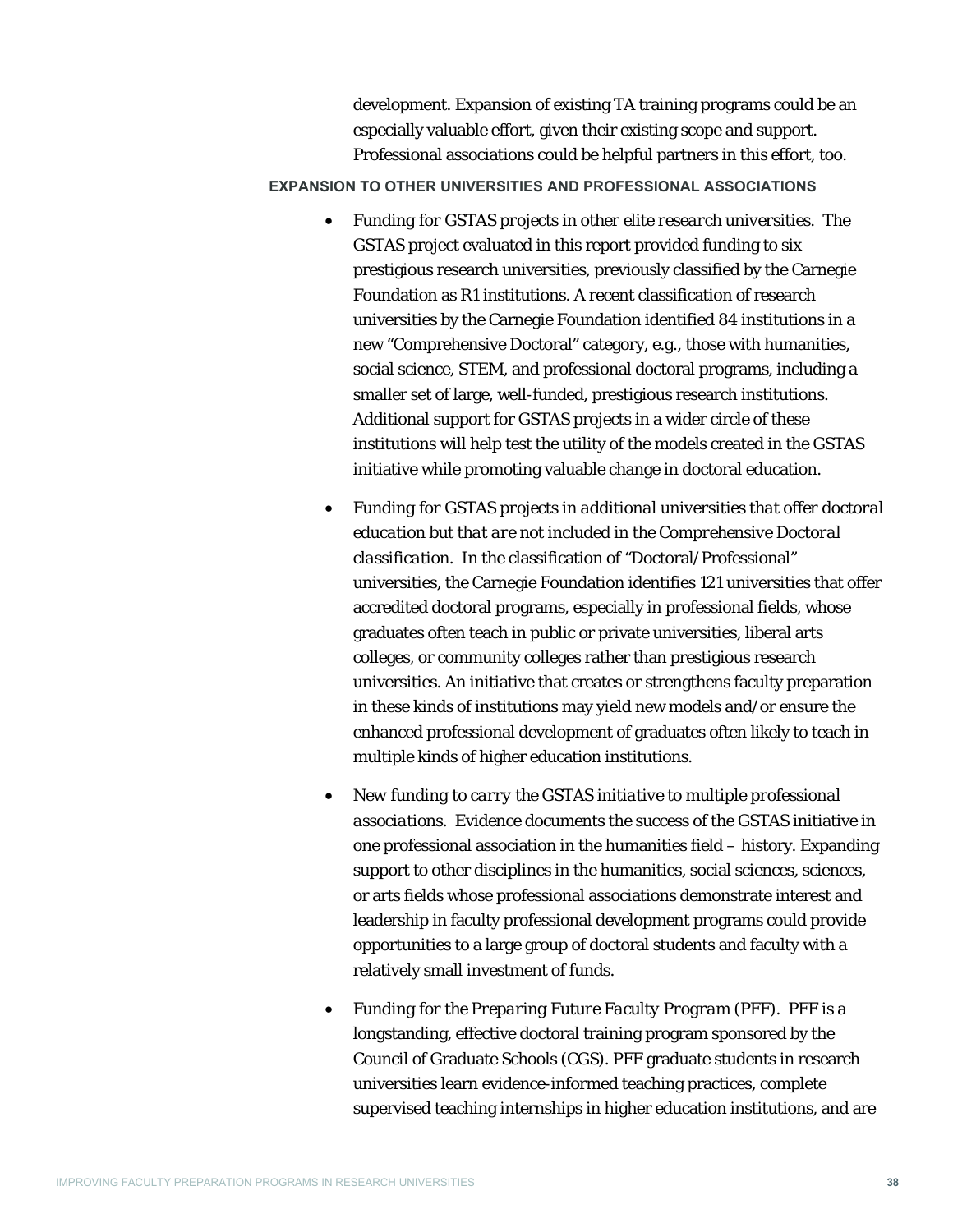development. Expansion of existing TA training programs could be an especially valuable effort, given their existing scope and support. Professional associations could be helpful partners in this effort, too.

**EXPANSION TO OTHER UNIVERSITIES AND PROFESSIONAL ASSOCIATIONS**

- *Funding for GSTAS projects in other elite research universities.* The GSTAS project evaluated in this report provided funding to six prestigious research universities, previously classified by the Carnegie Foundation as R1 institutions. A recent classification of research universities by the Carnegie Foundation identified 84 institutions in a new "Comprehensive Doctoral" category, e.g., those with humanities, social science, STEM, and professional doctoral programs, including a smaller set of large, well-funded, prestigious research institutions. Additional support for GSTAS projects in a wider circle of these institutions will help test the utility of the models created in the GSTAS initiative while promoting valuable change in doctoral education.

- *Funding for GSTAS projects in additional universities that offer doctoral education but that are not included in the Comprehensive Doctoral classification.* In the classification of "Doctoral/Professional" universities, the Carnegie Foundation identifies 121 universities that offer accredited doctoral programs, especially in professional fields, whose graduates often teach in public or private universities, liberal arts colleges, or community colleges rather than prestigious research universities. An initiative that creates or strengthens faculty preparation in these kinds of institutions may yield new models and/or ensure the enhanced professional development of graduates often likely to teach in multiple kinds of higher education institutions.

- *New funding to carry the GSTAS initiative to multiple professional associations.* Evidence documents the success of the GSTAS initiative in one professional association in the humanities field – history. Expanding support to other disciplines in the humanities, social sciences, sciences, or arts fields whose professional associations demonstrate interest and leadership in faculty professional development programs could provide opportunities to a large group of doctoral students and faculty with a relatively small investment of funds.

- *Funding for the Preparing Future Faculty Program (PFF).* PFF is a longstanding, effective doctoral training program sponsored by the Council of Graduate Schools (CGS). PFF graduate students in research universities learn evidence-informed teaching practices, complete supervised teaching internships in higher education institutions, and are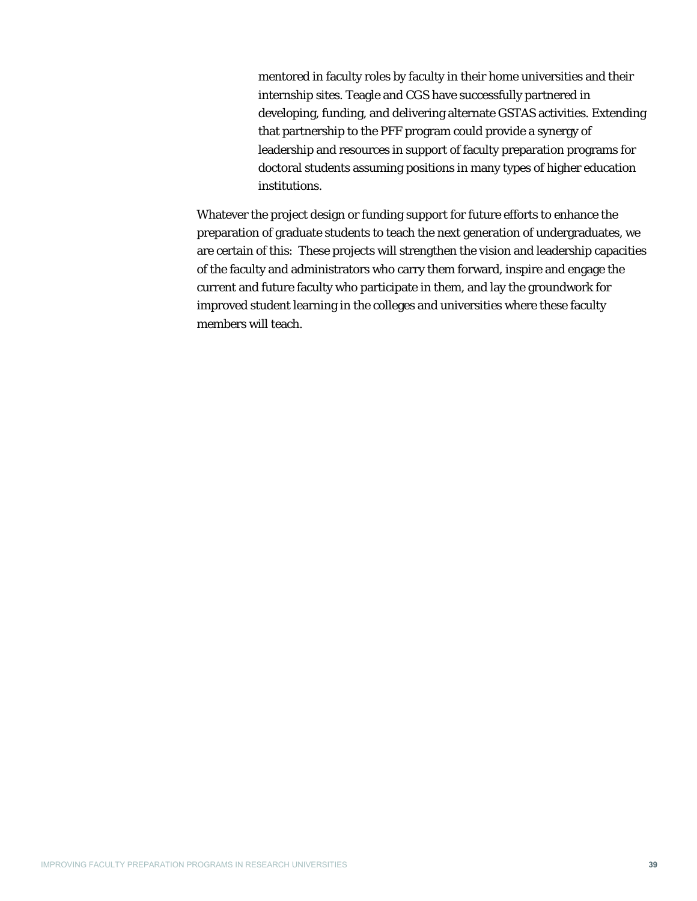mentored in faculty roles by faculty in their home universities and their internship sites. Teagle and CGS have successfully partnered in developing, funding, and delivering alternate GSTAS activities. Extending that partnership to the PFF program could provide a synergy of leadership and resources in support of faculty preparation programs for doctoral students assuming positions in many types of higher education institutions.

Whatever the project design or funding support for future efforts to enhance the preparation of graduate students to teach the next generation of undergraduates, we are certain of this: These projects will strengthen the vision and leadership capacities of the faculty and administrators who carry them forward, inspire and engage the current and future faculty who participate in them, and lay the groundwork for improved student learning in the colleges and universities where these faculty members will teach.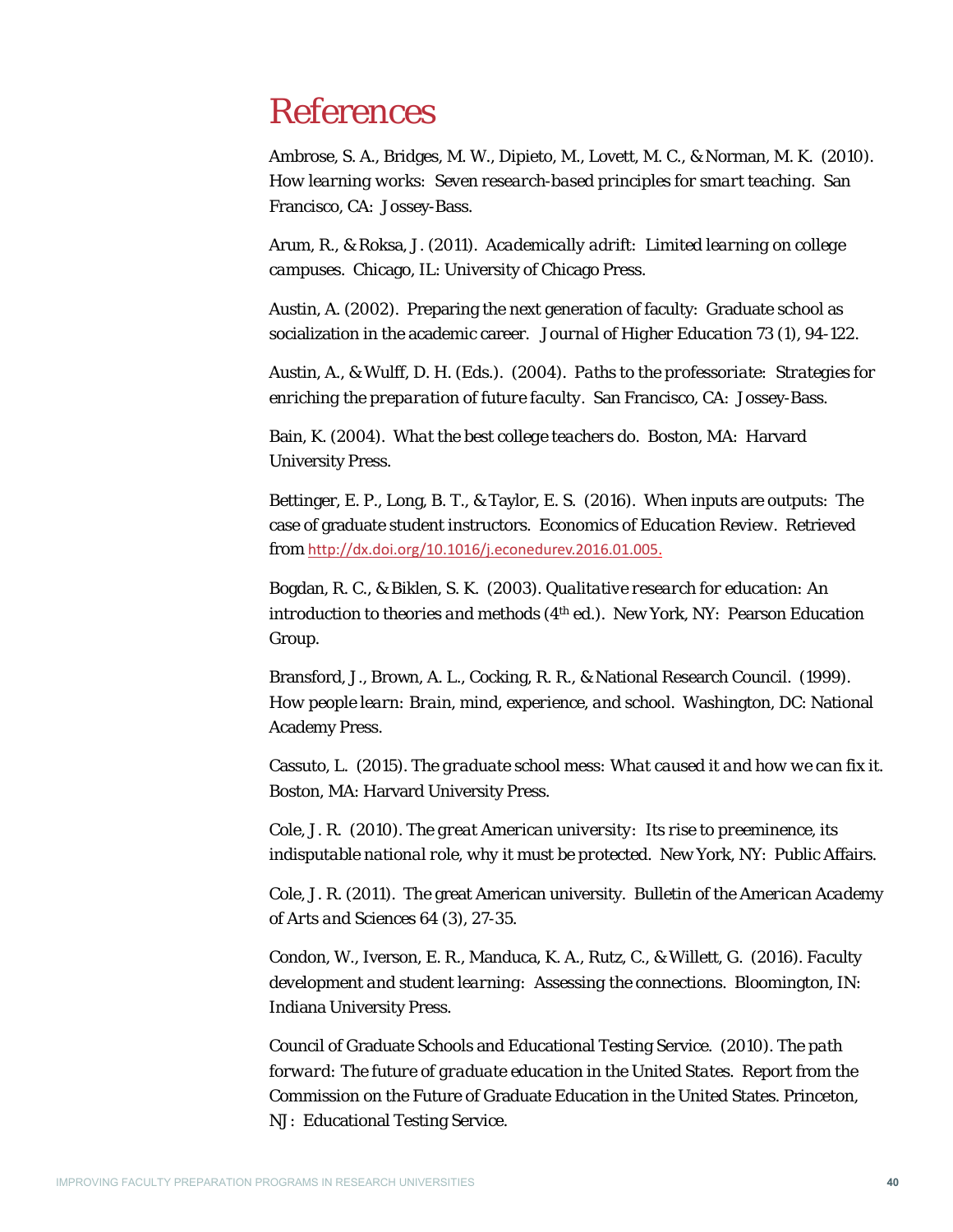# References

Ambrose, S. A., Bridges, M. W., Dipieto, M., Lovett, M. C., & Norman, M. K. (2010). *How learning works: Seven research-based principles for smart teaching.* San Francisco, CA: Jossey-Bass.

Arum, R., & Roksa, J. (2011). *Academically adrift: Limited learning on college campuses.* Chicago, IL: University of Chicago Press.

Austin, A. (2002). Preparing the next generation of faculty: Graduate school as socialization in the academic career. *Journal of Higher Education* 73 (1), 94-122.

Austin, A., & Wulff, D. H. (Eds.). (2004). *Paths to the professoriate: Strategies for enriching the preparation of future faculty.* San Francisco, CA: Jossey-Bass.

Bain, K. (2004). *What the best college teachers do.* Boston, MA: Harvard University Press.

Bettinger, E. P., Long, B. T., & Taylor, E. S. (2016). When inputs are outputs: The case of graduate student instructors. *Economics of Education Review.* Retrieved from http://dx.doi.org/10.1016/j.econedurev.2016.01.005.

Bogdan, R. C., & Biklen, S. K. (2003). *Qualitative research for education: An introduction to theories and methods* (4th ed.). New York, NY: Pearson Education Group.

Bransford, J., Brown, A. L., Cocking, R. R., & National Research Council. (1999). *How people learn: Brain, mind, experience, and school.* Washington, DC: National Academy Press.

Cassuto, L. (2015). *The graduate school mess: What caused it and how we can fix it.* Boston, MA: Harvard University Press.

Cole, J. R. (2010). *The great American university: Its rise to preeminence, its indisputable national role, why it must be protected.* New York, NY: Public Affairs.

Cole, J. R. (2011). The great American university. *Bulletin of the American Academy of Arts and Sciences* 64 (3), 27-35.

Condon, W., Iverson, E. R., Manduca, K. A., Rutz, C., & Willett, G. (2016). *Faculty development and student learning: Assessing the connections.* Bloomington, IN: Indiana University Press.

Council of Graduate Schools and Educational Testing Service. (2010). *The path forward: The future of graduate education in the United States.* Report from the Commission on the Future of Graduate Education in the United States. Princeton, NJ: Educational Testing Service.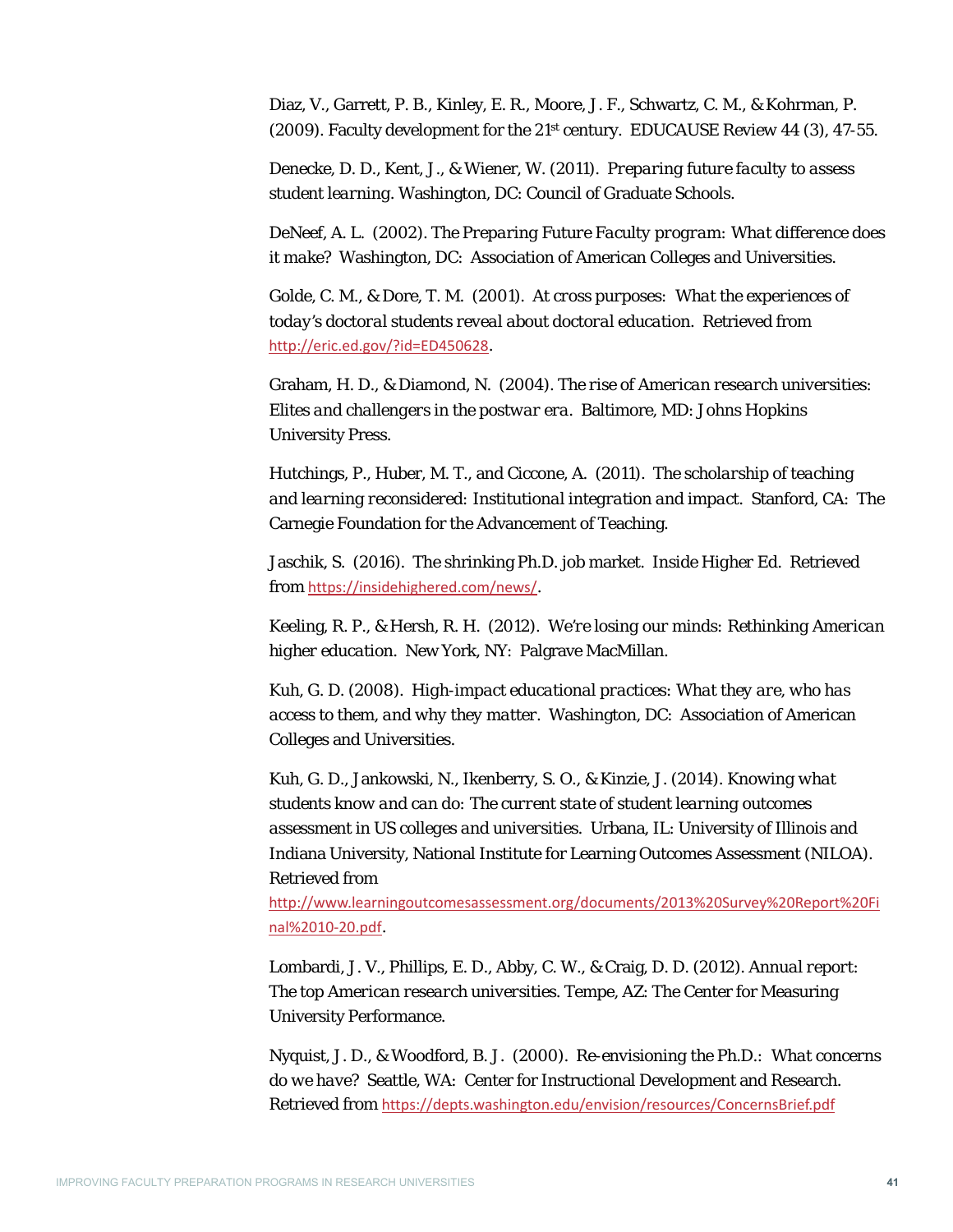Diaz, V., Garrett, P. B., Kinley, E. R., Moore, J. F., Schwartz, C. M., & Kohrman, P. (2009). Faculty development for the 21st century. *EDUCAUSE Review 44* (3), 47-55.

Denecke, D. D., Kent, J., & Wiener, W. (2011). *Preparing future faculty to assess student learning*. Washington, DC: Council of Graduate Schools.

DeNeef, A. L. (2002). *The Preparing Future Faculty program: What difference does it make?* Washington, DC: Association of American Colleges and Universities.

Golde, C. M., & Dore, T. M. (2001). *At cross purposes: What the experiences of today's doctoral students reveal about doctoral education*. Retrieved from http://eric.ed.gov/?id=ED450628.

Graham, H. D., & Diamond, N. (2004). *The rise of American research universities: Elites and challengers in the postwar era*. Baltimore, MD: Johns Hopkins University Press.

Hutchings, P., Huber, M. T., and Ciccone, A. (2011). *The scholarship of teaching and learning reconsidered: Institutional integration and impact*. Stanford, CA: The Carnegie Foundation for the Advancement of Teaching.

Jaschik, S. (2016). The shrinking Ph.D. job market. Inside Higher Ed. Retrieved from https://insidehighered.com/news/.

Keeling, R. P., & Hersh, R. H. (2012). *We're losing our minds: Rethinking American higher education*. New York, NY: Palgrave MacMillan.

Kuh, G. D. (2008). *High-impact educational practices: What they are, who has access to them, and why they matter*. Washington, DC: Association of American Colleges and Universities.

Kuh, G. D., Jankowski, N., Ikenberry, S. O., & Kinzie, J. (2014). *Knowing what students know and can do: The current state of student learning outcomes assessment in US colleges and universities*. Urbana, IL: University of Illinois and Indiana University, National Institute for Learning Outcomes Assessment (NILOA). Retrieved from http://www.learningoutcomesassessment.org/documents/2013%20Survey%20Report%20Final%2010-20.pdf.

Lombardi, J. V., Phillips, E. D., Abby, C. W., & Craig, D. D. (2012). *Annual report: The top American research universities*. Tempe, AZ: The Center for Measuring University Performance.

Nyquist, J. D., & Woodford, B. J. (2000). *Re-envisioning the Ph.D.: What concerns do we have?* Seattle, WA: Center for Instructional Development and Research. Retrieved from https://depts.washington.edu/envision/resources/ConcernsBrief.pdf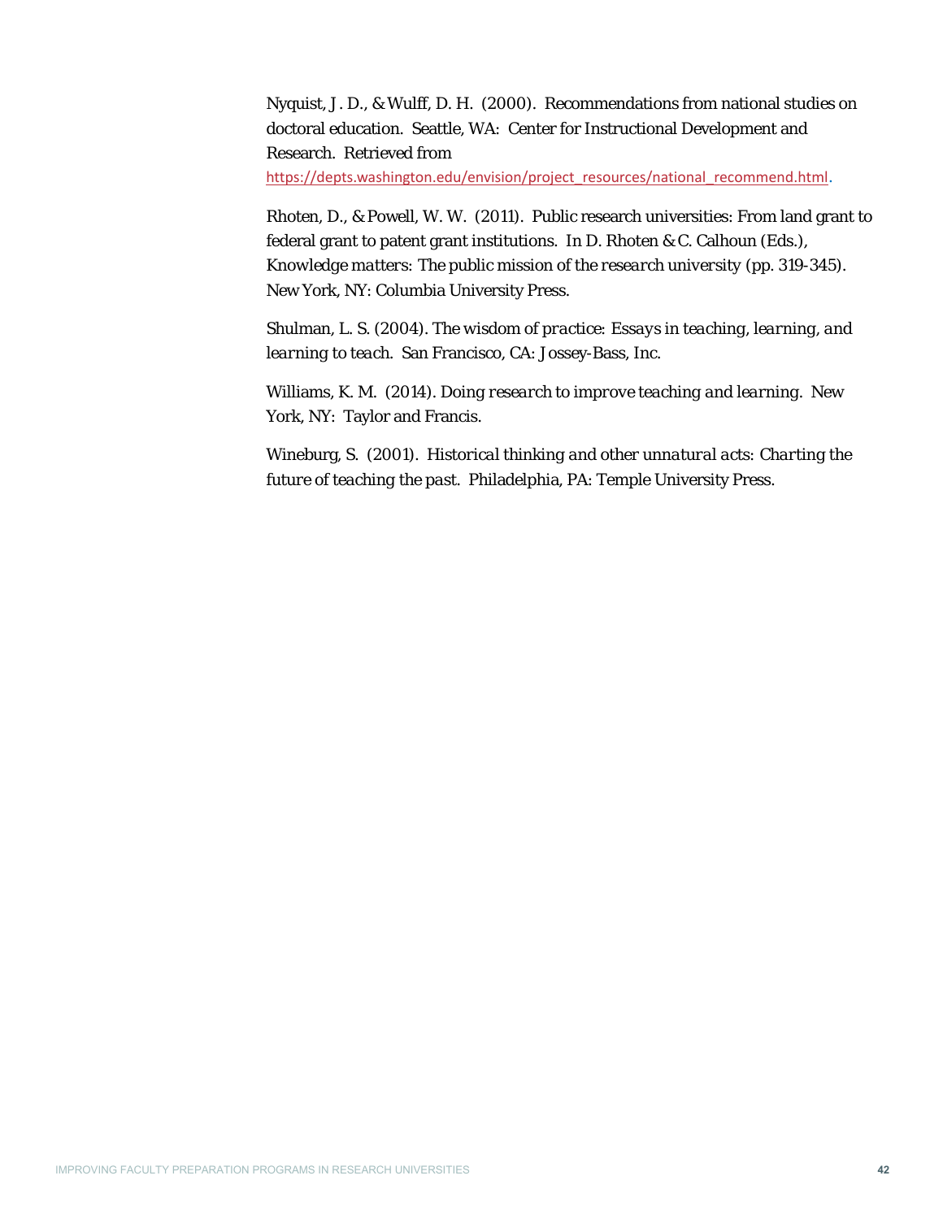Nyquist, J. D., & Wulff, D. H. (2000). Recommendations from national studies on doctoral education. Seattle, WA: Center for Instructional Development and Research. Retrieved from https://depts.washington.edu/envision/project_resources/national_recommend.html.

Rhoten, D., & Powell, W. W. (2011). Public research universities: From land grant to federal grant to patent grant institutions. In D. Rhoten & C. Calhoun (Eds.), *Knowledge matters: The public mission of the research university* (pp. 319-345). New York, NY: Columbia University Press.

Shulman, L. S. (2004). *The wisdom of practice: Essays in teaching, learning, and learning to teach*. San Francisco, CA: Jossey-Bass, Inc.

Williams, K. M. (2014). *Doing research to improve teaching and learning*. New York, NY: Taylor and Francis.

Wineburg, S. (2001). *Historical thinking and other unnatural acts: Charting the future of teaching the past*. Philadelphia, PA: Temple University Press.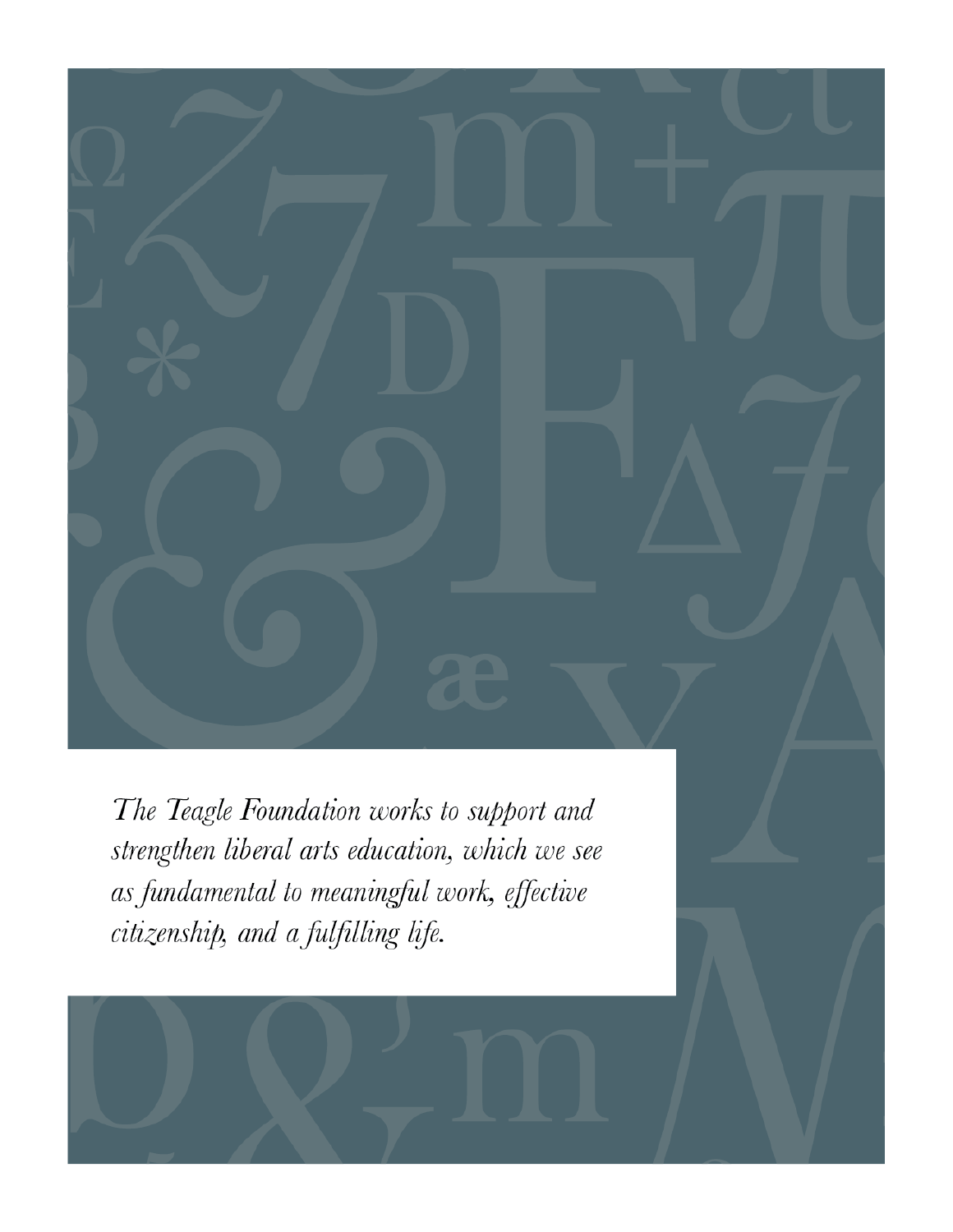*The Teagle Foundation works to support and strengthen liberal arts education, which we see as fundamental to meaningful work, effective citizenship, and a fulfilling life.*